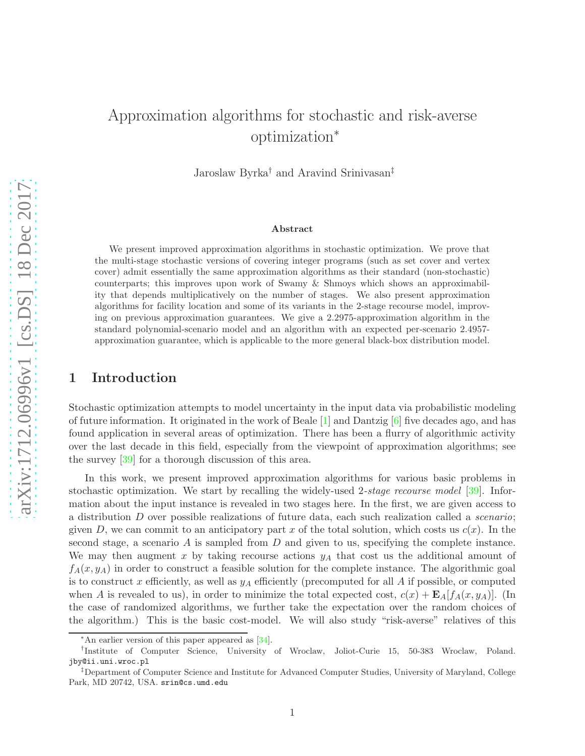# Approximation algorithms for stochastic and risk-averse optimization*

Jaroslaw Byrka[†] and Aravind Srinivasan[‡]

### Abstract

We present improved approximation algorithms in stochastic optimization. We prove that the multi-stage stochastic versions of covering integer programs (such as set cover and vertex cover) admit essentially the same approximation algorithms as their standard (non-stochastic) counterparts; this improves upon work of Swamy & Shmoys which shows an approximability that depends multiplicatively on the number of stages. We also present approximation algorithms for facility location and some of its variants in the 2-stage recourse model, improving on previous approximation guarantees. We give a 2.2975-approximation algorithm in the standard polynomial-scenario model and an algorithm with an expected per-scenario 2.4957-approximation guarantee, which is applicable to the more general black-box distribution model.

## 1 Introduction

Stochastic optimization attempts to model uncertainty in the input data via probabilistic modeling of future information. It originated in the work of Beale [1] and Dantzig [6] five decades ago, and has found application in several areas of optimization. There has been a flurry of algorithmic activity over the last decade in this field, especially from the viewpoint of approximation algorithms; see the survey [39] for a thorough discussion of this area.

In this work, we present improved approximation algorithms for various basic problems in stochastic optimization. We start by recalling the widely-used 2-*stage recourse model* [39]. Information about the input instance is revealed in two stages here. In the first, we are given access to a distribution $D$ over possible realizations of future data, each such realization called a *scenario*; given $D$, we can commit to an anticipatory part $x$ of the total solution, which costs us $c(x)$. In the second stage, a scenario $A$ is sampled from $D$ and given to us, specifying the complete instance. We may then augment $x$ by taking recourse actions $y_A$ that cost us the additional amount of $f_A(x, y_A)$ in order to construct a feasible solution for the complete instance. The algorithmic goal is to construct $x$ efficiently, as well as $y_A$ efficiently (precomputed for all $A$ if possible, or computed when $A$ is revealed to us), in order to minimize the total expected cost, $c(x) + \mathbf{E}_A[f_A(x, y_A)]$. (In the case of randomized algorithms, we further take the expectation over the random choices of the algorithm.) This is the basic cost-model. We will also study "risk-averse" relatives of this

---

*An earlier version of this paper appeared as [34].

†Institute of Computer Science, University of Wroclaw, Joliot-Curie 15, 50-383 Wroclaw, Poland. jby@ii.uni.wroc.pl

‡Department of Computer Science and Institute for Advanced Computer Studies, University of Maryland, College Park, MD 20742, USA. srin@cs.umd.edu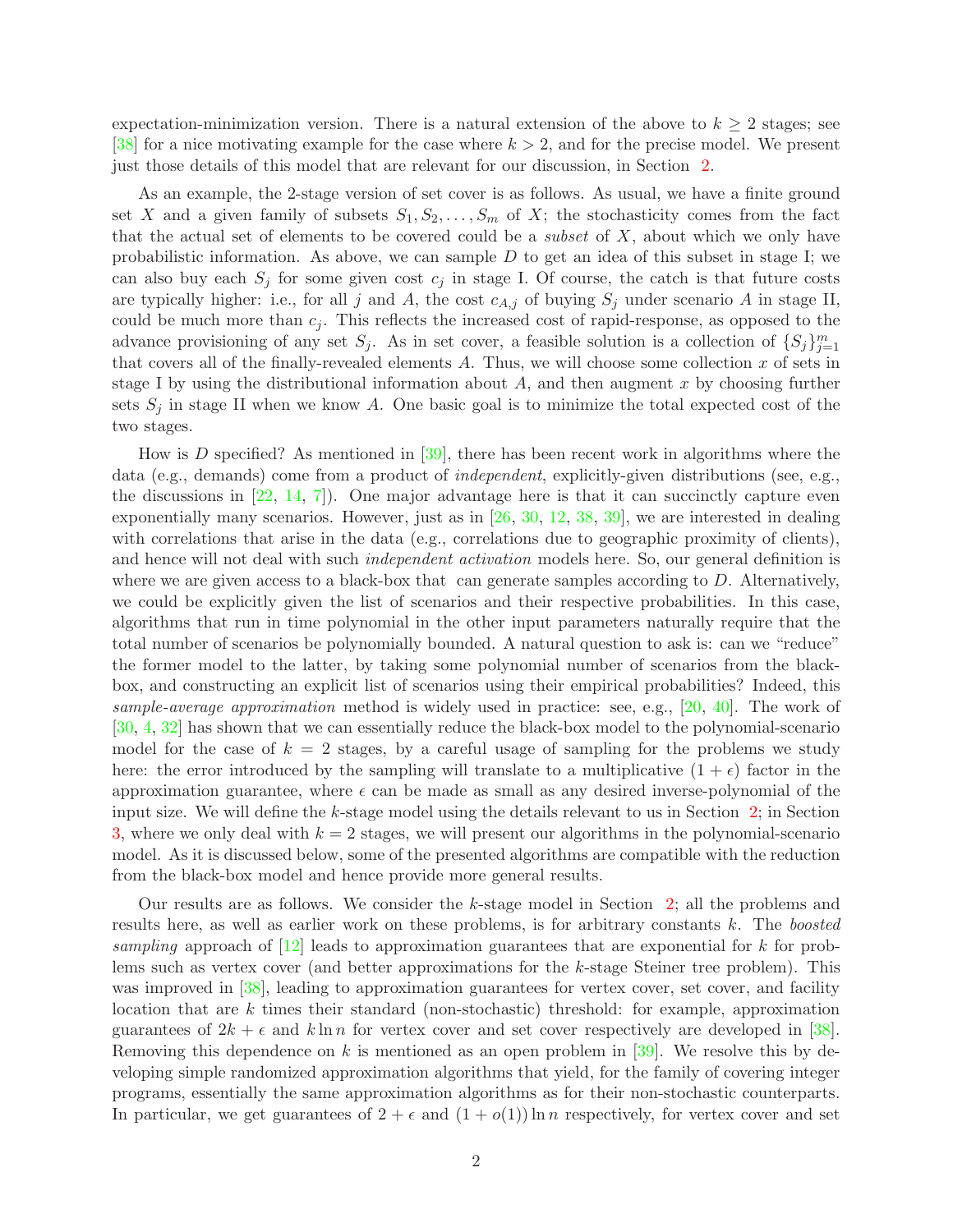expectation-minimization version. There is a natural extension of the above to $k \geq 2$ stages; see [38] for a nice motivating example for the case where $k > 2$, and for the precise model. We present just those details of this model that are relevant for our discussion, in Section 2.

As an example, the 2-stage version of set cover is as follows. As usual, we have a finite ground set $X$ and a given family of subsets $S_1, S_2, \ldots, S_m$ of $X$; the stochasticity comes from the fact that the actual set of elements to be covered could be a *subset* of $X$, about which we only have probabilistic information. As above, we can sample $D$ to get an idea of this subset in stage I; we can also buy each $S_j$ for some given cost $c_j$ in stage I. Of course, the catch is that future costs are typically higher: i.e., for all $j$ and $A$, the cost $c_{A,j}$ of buying $S_j$ under scenario $A$ in stage II, could be much more than $c_j$. This reflects the increased cost of rapid-response, as opposed to the advance provisioning of any set $S_j$. As in set cover, a feasible solution is a collection of $\{S_j\}_{j=1}^m$ that covers all of the finally-revealed elements $A$. Thus, we will choose some collection $x$ of sets in stage I by using the distributional information about $A$, and then augment $x$ by choosing further sets $S_j$ in stage II when we know $A$. One basic goal is to minimize the total expected cost of the two stages.

How is $D$ specified? As mentioned in [39], there has been recent work in algorithms where the data (e.g., demands) come from a product of *independent*, explicitly-given distributions (see, e.g., the discussions in [22, 14, 7]). One major advantage here is that it can succinctly capture even exponentially many scenarios. However, just as in [26, 30, 12, 38, 39], we are interested in dealing with correlations that arise in the data (e.g., correlations due to geographic proximity of clients), and hence will not deal with such *independent activation* models here. So, our general definition is where we are given access to a black-box that can generate samples according to $D$. Alternatively, we could be explicitly given the list of scenarios and their respective probabilities. In this case, algorithms that run in time polynomial in the other input parameters naturally require that the total number of scenarios be polynomially bounded. A natural question to ask is: can we "reduce" the former model to the latter, by taking some polynomial number of scenarios from the black-box, and constructing an explicit list of scenarios using their empirical probabilities? Indeed, this *sample-average approximation* method is widely used in practice: see, e.g., [20, 40]. The work of [30, 4, 32] has shown that we can essentially reduce the black-box model to the polynomial-scenario model for the case of $k = 2$ stages, by a careful usage of sampling for the problems we study here: the error introduced by the sampling will translate to a multiplicative $(1 + \epsilon)$ factor in the approximation guarantee, where $\epsilon$ can be made as small as any desired inverse-polynomial of the input size. We will define the $k$-stage model using the details relevant to us in Section 2; in Section 3, where we only deal with $k = 2$ stages, we will present our algorithms in the polynomial-scenario model. As it is discussed below, some of the presented algorithms are compatible with the reduction from the black-box model and hence provide more general results.

Our results are as follows. We consider the $k$-stage model in Section 2; all the problems and results here, as well as earlier work on these problems, is for arbitrary constants $k$. The *boosted sampling* approach of [12] leads to approximation guarantees that are exponential for $k$ for problems such as vertex cover (and better approximations for the $k$-stage Steiner tree problem). This was improved in [38], leading to approximation guarantees for vertex cover, set cover, and facility location that are $k$ times their standard (non-stochastic) threshold: for example, approximation guarantees of $2k + \epsilon$ and $k \ln n$ for vertex cover and set cover respectively are developed in [38]. Removing this dependence on $k$ is mentioned as an open problem in [39]. We resolve this by developing simple randomized approximation algorithms that yield, for the family of covering integer programs, essentially the same approximation algorithms as for their non-stochastic counterparts. In particular, we get guarantees of $2 + \epsilon$ and $(1 + o(1)) \ln n$ respectively, for vertex cover and set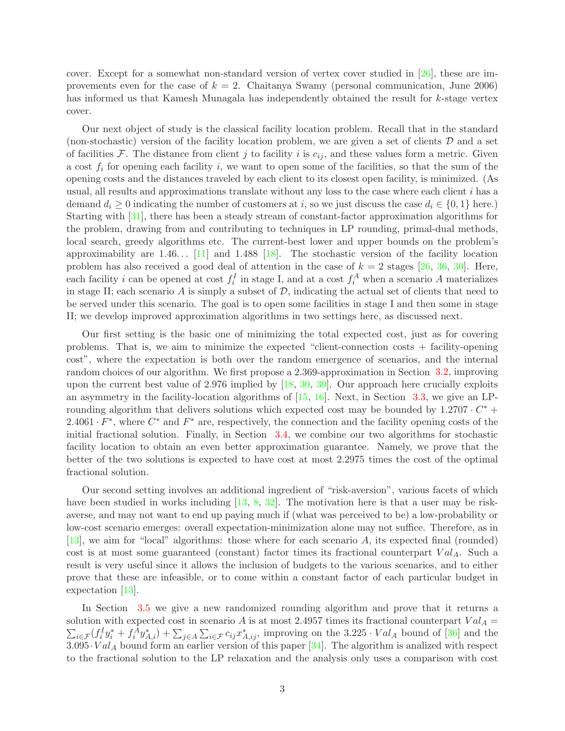cover. Except for a somewhat non-standard version of vertex cover studied in [26], these are improvements even for the case of $k = 2$. Chaitanya Swamy (personal communication, June 2006) has informed us that Kamesh Munagala has independently obtained the result for $k$-stage vertex cover.

Our next object of study is the classical facility location problem. Recall that in the standard (non-stochastic) version of the facility location problem, we are given a set of clients $\mathcal{D}$ and a set of facilities $\mathcal{F}$. The distance from client $j$ to facility $i$ is $c_{ij}$, and these values form a metric. Given a cost $f_i$ for opening each facility $i$, we want to open some of the facilities, so that the sum of the opening costs and the distances traveled by each client to its closest open facility, is minimized. (As usual, all results and approximations translate without any loss to the case where each client $i$ has a demand $d_i \geq 0$ indicating the number of customers at $i$, so we just discuss the case $d_i \in \{0, 1\}$ here.) Starting with [31], there has been a steady stream of constant-factor approximation algorithms for the problem, drawing from and contributing to techniques in LP rounding, primal-dual methods, local search, greedy algorithms etc. The current-best lower and upper bounds on the problem's approximability are 1.46… [11] and 1.488 [18]. The stochastic version of the facility location problem has also received a good deal of attention in the case of $k = 2$ stages [26, 36, 30]. Here, each facility $i$ can be opened at cost $f_i^I$ in stage I, and at a cost $f_i^A$ when a scenario $A$ materializes in stage II; each scenario $A$ is simply a subset of $\mathcal{D}$, indicating the actual set of clients that need to be served under this scenario. The goal is to open some facilities in stage I and then some in stage II; we develop improved approximation algorithms in two settings here, as discussed next.

Our first setting is the basic one of minimizing the total expected cost, just as for covering problems. That is, we aim to minimize the expected "client-connection costs + facility-opening cost", where the expectation is both over the random emergence of scenarios, and the internal random choices of our algorithm. We first propose a 2.369-approximation in Section 3.2, improving upon the current best value of 2.976 implied by [18, 30, 39]. Our approach here crucially exploits an asymmetry in the facility-location algorithms of [15, 16]. Next, in Section 3.3, we give an LP-rounding algorithm that delivers solutions which expected cost may be bounded by $1.2707 \cdot C^* + 2.4061 \cdot F^*$, where $C^*$ and $F^*$ are, respectively, the connection and the facility opening costs of the initial fractional solution. Finally, in Section 3.4, we combine our two algorithms for stochastic facility location to obtain an even better approximation guarantee. Namely, we prove that the better of the two solutions is expected to have cost at most 2.2975 times the cost of the optimal fractional solution.

Our second setting involves an additional ingredient of "risk-aversion", various facets of which have been studied in works including [13, 8, 32]. The motivation here is that a user may be risk-averse, and may not want to end up paying much if (what was perceived to be) a low-probability or low-cost scenario emerges: overall expectation-minimization alone may not suffice. Therefore, as in [13], we aim for "local" algorithms: those where for each scenario $A$, its expected final (rounded) cost is at most some guaranteed (constant) factor times its fractional counterpart $Val_A$. Such a result is very useful since it allows the inclusion of budgets to the various scenarios, and to either prove that these are infeasible, or to come within a constant factor of each particular budget in expectation [13].

In Section 3.5 we give a new randomized rounding algorithm and prove that it returns a solution with expected cost in scenario $A$ is at most 2.4957 times its fractional counterpart $Val_A = \sum_{i \in \mathcal{F}} (f_i^I y_i^* + f_i^A y_{A,i}^*) + \sum_{j \in A} \sum_{i \in \mathcal{F}} c_{ij} x_{A,ij}^*$, improving on the $3.225 \cdot Val_A$ bound of [36] and the $3.095 \cdot Val_A$ bound form an earlier version of this paper [34]. The algorithm is analized with respect to the fractional solution to the LP relaxation and the analysis only uses a comparison with cost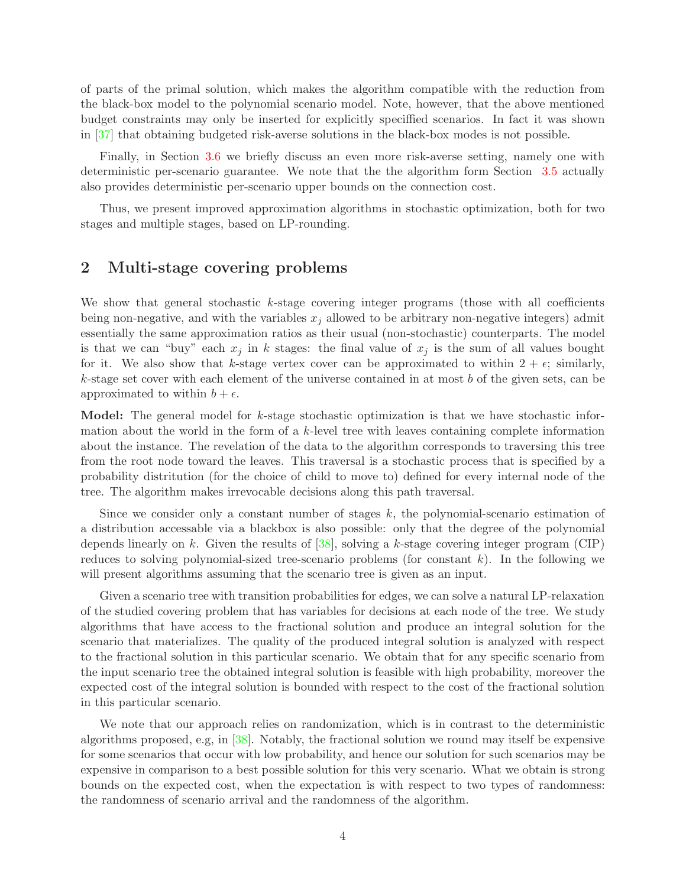of parts of the primal solution, which makes the algorithm compatible with the reduction from the black-box model to the polynomial scenario model. Note, however, that the above mentioned budget constraints may only be inserted for explicitly speciffied scenarios. In fact it was shown in [37] that obtaining budgeted risk-averse solutions in the black-box modes is not possible.

Finally, in Section 3.6 we briefly discuss an even more risk-averse setting, namely one with deterministic per-scenario guarantee. We note that the the algorithm form Section 3.5 actually also provides deterministic per-scenario upper bounds on the connection cost.

Thus, we present improved approximation algorithms in stochastic optimization, both for two stages and multiple stages, based on LP-rounding.

## 2 Multi-stage covering problems

We show that general stochastic $k$-stage covering integer programs (those with all coefficients being non-negative, and with the variables $x_j$ allowed to be arbitrary non-negative integers) admit essentially the same approximation ratios as their usual (non-stochastic) counterparts. The model is that we can "buy" each $x_j$ in $k$ stages: the final value of $x_j$ is the sum of all values bought for it. We also show that $k$-stage vertex cover can be approximated to within $2 + \epsilon$; similarly, $k$-stage set cover with each element of the universe contained in at most $b$ of the given sets, can be approximated to within $b + \epsilon$.

**Model:** The general model for $k$-stage stochastic optimization is that we have stochastic information about the world in the form of a $k$-level tree with leaves containing complete information about the instance. The revelation of the data to the algorithm corresponds to traversing this tree from the root node toward the leaves. This traversal is a stochastic process that is specified by a probability distritution (for the choice of child to move to) defined for every internal node of the tree. The algorithm makes irrevocable decisions along this path traversal.

Since we consider only a constant number of stages $k$, the polynomial-scenario estimation of a distribution accessable via a blackbox is also possible: only that the degree of the polynomial depends linearly on $k$. Given the results of [38], solving a $k$-stage covering integer program (CIP) reduces to solving polynomial-sized tree-scenario problems (for constant $k$). In the following we will present algorithms assuming that the scenario tree is given as an input.

Given a scenario tree with transition probabilities for edges, we can solve a natural LP-relaxation of the studied covering problem that has variables for decisions at each node of the tree. We study algorithms that have access to the fractional solution and produce an integral solution for the scenario that materializes. The quality of the produced integral solution is analyzed with respect to the fractional solution in this particular scenario. We obtain that for any specific scenario from the input scenario tree the obtained integral solution is feasible with high probability, moreover the expected cost of the integral solution is bounded with respect to the cost of the fractional solution in this particular scenario.

We note that our approach relies on randomization, which is in contrast to the deterministic algorithms proposed, e.g, in [38]. Notably, the fractional solution we round may itself be expensive for some scenarios that occur with low probability, and hence our solution for such scenarios may be expensive in comparison to a best possible solution for this very scenario. What we obtain is strong bounds on the expected cost, when the expectation is with respect to two types of randomness: the randomness of scenario arrival and the randomness of the algorithm.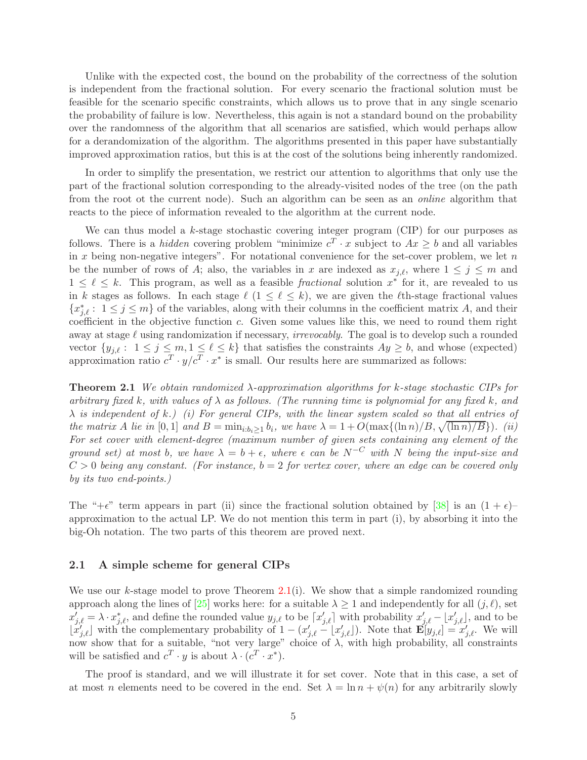Unlike with the expected cost, the bound on the probability of the correctness of the solution is independent from the fractional solution. For every scenario the fractional solution must be feasible for the scenario specific constraints, which allows us to prove that in any single scenario the probability of failure is low. Nevertheless, this again is not a standard bound on the probability over the randomness of the algorithm that all scenarios are satisfied, which would perhaps allow for a derandomization of the algorithm. The algorithms presented in this paper have substantially improved approximation ratios, but this is at the cost of the solutions being inherently randomized.

In order to simplify the presentation, we restrict our attention to algorithms that only use the part of the fractional solution corresponding to the already-visited nodes of the tree (on the path from the root ot the current node). Such an algorithm can be seen as an *online* algorithm that reacts to the piece of information revealed to the algorithm at the current node.

We can thus model a $k$-stage stochastic covering integer program (CIP) for our purposes as follows. There is a *hidden* covering problem "minimize $c^T \cdot x$ subject to $Ax \geq b$ and all variables in $x$ being non-negative integers". For notational convenience for the set-cover problem, we let $n$ be the number of rows of $A$; also, the variables in $x$ are indexed as $x_{j,\ell}$, where $1 \leq j \leq m$ and $1 \leq \ell \leq k$. This program, as well as a feasible *fractional* solution $x^*$ for it, are revealed to us in $k$ stages as follows. In each stage $\ell$ ($1 \leq \ell \leq k$), we are given the $\ell$th-stage fractional values $\{x^*_{j,\ell} : 1 \leq j \leq m\}$ of the variables, along with their columns in the coefficient matrix $A$, and their coefficient in the objective function $c$. Given some values like this, we need to round them right away at stage $\ell$ using randomization if necessary, *irrevocably*. The goal is to develop such a rounded vector $\{y_{j,\ell} : 1 \leq j \leq m, 1 \leq \ell \leq k\}$ that satisfies the constraints $Ay \geq b$, and whose (expected) approximation ratio $c^T \cdot y / c^T \cdot x^*$ is small. Our results here are summarized as follows:

**Theorem 2.1** *We obtain randomized $\lambda$-approximation algorithms for $k$-stage stochastic CIPs for arbitrary fixed $k$, with values of $\lambda$ as follows. (The running time is polynomial for any fixed $k$, and $\lambda$ is independent of $k$.) (i) For general CIPs, with the linear system scaled so that all entries of the matrix $A$ lie in $[0,1]$ and $B = \min_{i: b_i \geq 1} b_i$, we have $\lambda = 1 + O(\max\{(\ln n)/B, \sqrt{(\ln n)/B}\})$. (ii) For set cover with element-degree (maximum number of given sets containing any element of the ground set) at most $b$, we have $\lambda = b + \epsilon$, where $\epsilon$ can be $N^{-C}$ with $N$ being the input-size and $C > 0$ being any constant. (For instance, $b = 2$ for vertex cover, where an edge can be covered only by its two end-points.)*

The "$+\epsilon$" term appears in part (ii) since the fractional solution obtained by [38] is an $(1+\epsilon)$–approximation to the actual LP. We do not mention this term in part (i), by absorbing it into the big-Oh notation. The two parts of this theorem are proved next.

### 2.1 A simple scheme for general CIPs

We use our $k$-stage model to prove Theorem 2.1(i). We show that a simple randomized rounding approach along the lines of [25] works here: for a suitable $\lambda \geq 1$ and independently for all $(j, \ell)$, set $x'_{j,\ell} = \lambda \cdot x^*_{j,\ell}$, and define the rounded value $y_{j,\ell}$ to be $\lceil x'_{j,\ell} \rceil$ with probability $x'_{j,\ell} - \lfloor x'_{j,\ell} \rfloor$, and to be $\lfloor x'_{j,\ell} \rfloor$ with the complementary probability of $1 - (x'_{j,\ell} - \lfloor x'_{j,\ell} \rfloor)$. Note that $\mathbf{E}[y_{j,\ell}] = x'_{j,\ell}$. We will now show that for a suitable, "not very large" choice of $\lambda$, with high probability, all constraints will be satisfied and $c^T \cdot y$ is about $\lambda \cdot (c^T \cdot x^*)$.

The proof is standard, and we will illustrate it for set cover. Note that in this case, a set of at most $n$ elements need to be covered in the end. Set $\lambda = \ln n + \psi(n)$ for any arbitrarily slowly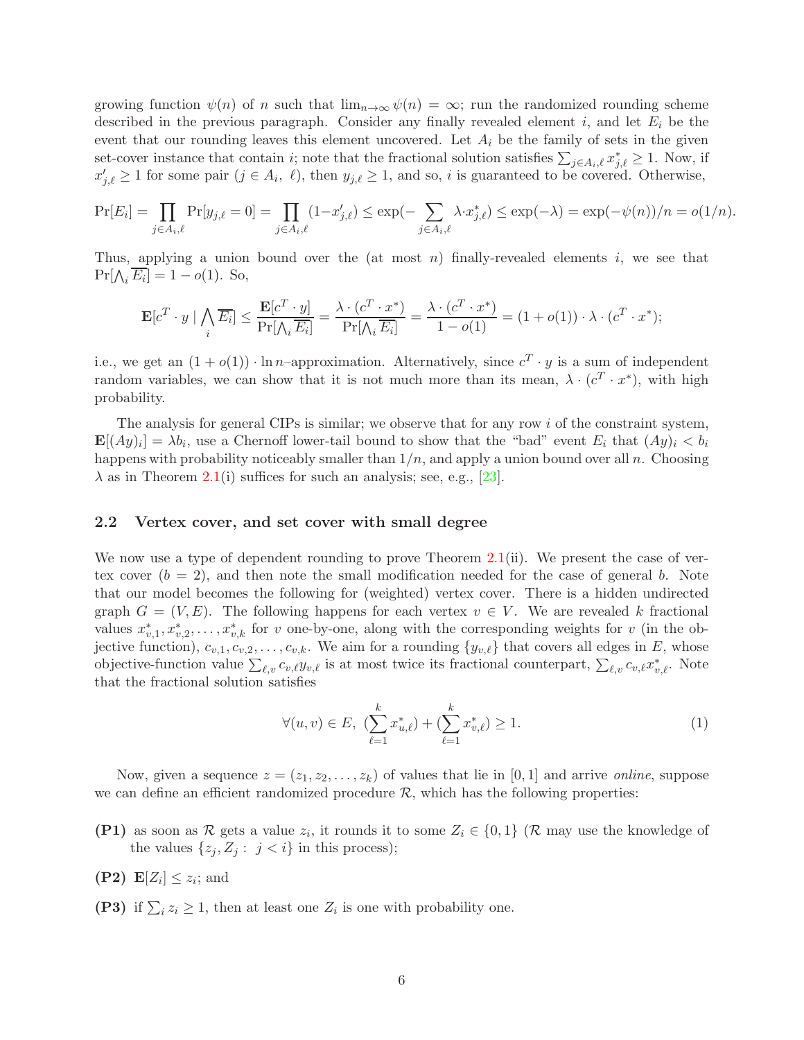growing function $\psi(n)$ of $n$ such that $\lim_{n\to\infty} \psi(n) = \infty$; run the randomized rounding scheme described in the previous paragraph. Consider any finally revealed element $i$, and let $E_i$ be the event that our rounding leaves this element uncovered. Let $A_i$ be the family of sets in the given set-cover instance that contain $i$; note that the fractional solution satisfies $\sum_{j\in A_i,\ell} x^*_{j,\ell} \geq 1$. Now, if $x'_{j,\ell} \geq 1$ for some pair $(j \in A_i,\ \ell)$, then $y_{j,\ell} \geq 1$, and so, $i$ is guaranteed to be covered. Otherwise,

$$\Pr[E_i] = \prod_{j\in A_i,\ell} \Pr[y_{j,\ell} = 0] = \prod_{j\in A_i,\ell} (1-x'_{j,\ell}) \leq \exp(-\sum_{j\in A_i,\ell} \lambda\cdot x^*_{j,\ell}) \leq \exp(-\lambda) = \exp(-\psi(n))/n = o(1/n).$$

Thus, applying a union bound over the (at most $n$) finally-revealed elements $i$, we see that $\Pr[\bigwedge_i \overline{E_i}] = 1 - o(1)$. So,

$$\mathbf{E}[c^T \cdot y \mid \bigwedge_i \overline{E_i}] \leq \frac{\mathbf{E}[c^T \cdot y]}{\Pr[\bigwedge_i \overline{E_i}]} = \frac{\lambda \cdot (c^T \cdot x^*)}{\Pr[\bigwedge_i \overline{E_i}]} = \frac{\lambda \cdot (c^T \cdot x^*)}{1 - o(1)} = (1 + o(1)) \cdot \lambda \cdot (c^T \cdot x^*);$$

i.e., we get an $(1 + o(1)) \cdot \ln n$–approximation. Alternatively, since $c^T \cdot y$ is a sum of independent random variables, we can show that it is not much more than its mean, $\lambda \cdot (c^T \cdot x^*)$, with high probability.

The analysis for general CIPs is similar; we observe that for any row $i$ of the constraint system, $\mathbf{E}[(Ay)_i] = \lambda b_i$, use a Chernoff lower-tail bound to show that the "bad" event $E_i$ that $(Ay)_i < b_i$ happens with probability noticeably smaller than $1/n$, and apply a union bound over all $n$. Choosing $\lambda$ as in Theorem 2.1(i) suffices for such an analysis; see, e.g., [23].

## 2.2 Vertex cover, and set cover with small degree

We now use a type of dependent rounding to prove Theorem 2.1(ii). We present the case of vertex cover ($b = 2$), and then note the small modification needed for the case of general $b$. Note that our model becomes the following for (weighted) vertex cover. There is a hidden undirected graph $G = (V, E)$. The following happens for each vertex $v \in V$. We are revealed $k$ fractional values $x^*_{v,1}, x^*_{v,2}, \ldots, x^*_{v,k}$ for $v$ one-by-one, along with the corresponding weights for $v$ (in the objective function), $c_{v,1}, c_{v,2}, \ldots, c_{v,k}$. We aim for a rounding $\{y_{v,\ell}\}$ that covers all edges in $E$, whose objective-function value $\sum_{\ell,v} c_{v,\ell} y_{v,\ell}$ is at most twice its fractional counterpart, $\sum_{\ell,v} c_{v,\ell} x^*_{v,\ell}$. Note that the fractional solution satisfies

$$\forall (u, v) \in E,\ (\sum_{\ell=1}^{k} x^*_{u,\ell}) + (\sum_{\ell=1}^{k} x^*_{v,\ell}) \geq 1. \tag{1}$$

Now, given a sequence $z = (z_1, z_2, \ldots, z_k)$ of values that lie in $[0, 1]$ and arrive *online*, suppose we can define an efficient randomized procedure $\mathcal{R}$, which has the following properties:

- **(P1)** as soon as $\mathcal{R}$ gets a value $z_i$, it rounds it to some $Z_i \in \{0, 1\}$ ($\mathcal{R}$ may use the knowledge of the values $\{z_j, Z_j :\ j < i\}$ in this process);
- **(P2)** $\mathbf{E}[Z_i] \leq z_i$; and
- **(P3)** if $\sum_i z_i \geq 1$, then at least one $Z_i$ is one with probability one.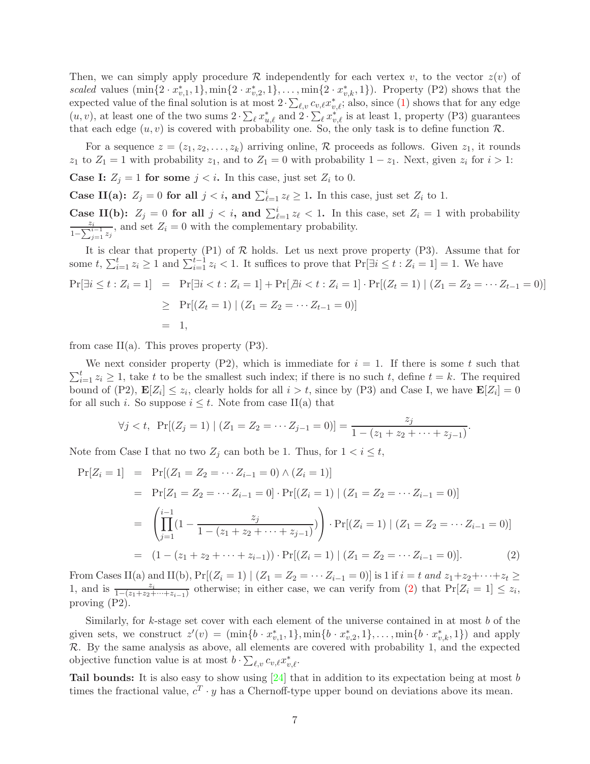Then, we can simply apply procedure $\mathcal{R}$ independently for each vertex $v$, to the vector $z(v)$ of *scaled* values $(\min\{2 \cdot x^*_{v,1}, 1\}, \min\{2 \cdot x^*_{v,2}, 1\}, \ldots, \min\{2 \cdot x^*_{v,k}, 1\})$. Property (P2) shows that the expected value of the final solution is at most $2 \cdot \sum_{\ell,v} c_{v,\ell} x^*_{v,\ell}$; also, since (1) shows that for any edge $(u, v)$, at least one of the two sums $2 \cdot \sum_\ell x^*_{u,\ell}$ and $2 \cdot \sum_\ell x^*_{v,\ell}$ is at least 1, property (P3) guarantees that each edge $(u, v)$ is covered with probability one. So, the only task is to define function $\mathcal{R}$.

For a sequence $z = (z_1, z_2, \ldots, z_k)$ arriving online, $\mathcal{R}$ proceeds as follows. Given $z_1$, it rounds $z_1$ to $Z_1 = 1$ with probability $z_1$, and to $Z_1 = 0$ with probability $1 - z_1$. Next, given $z_i$ for $i > 1$:

**Case I: $Z_j = 1$ for some $j < i$.** In this case, just set $Z_i$ to 0.

**Case II(a): $Z_j = 0$ for all $j < i$, and $\sum_{\ell=1}^{i} z_\ell \geq 1$.** In this case, just set $Z_i$ to 1.

**Case II(b): $Z_j = 0$ for all $j < i$, and $\sum_{\ell=1}^{i} z_\ell < 1$.** In this case, set $Z_i = 1$ with probability $\frac{z_i}{1 - \sum_{j=1}^{i-1} z_j}$, and set $Z_i = 0$ with the complementary probability.

It is clear that property (P1) of $\mathcal{R}$ holds. Let us next prove property (P3). Assume that for some $t$, $\sum_{i=1}^{t} z_i \geq 1$ and $\sum_{i=1}^{t-1} z_i < 1$. It suffices to prove that $\Pr[\exists i \leq t : Z_i = 1] = 1$. We have

$$
\begin{aligned}
\Pr[\exists i \leq t : Z_i = 1] &= \Pr[\exists i < t : Z_i = 1] + \Pr[\nexists i < t : Z_i = 1] \cdot \Pr[(Z_t = 1) \mid (Z_1 = Z_2 = \cdots Z_{t-1} = 0)] \\
&\geq \Pr[(Z_t = 1) \mid (Z_1 = Z_2 = \cdots Z_{t-1} = 0)] \\
&= 1,
\end{aligned}
$$

from case II(a). This proves property (P3).

We next consider property (P2), which is immediate for $i = 1$. If there is some $t$ such that $\sum_{i=1}^{t} z_i \geq 1$, take $t$ to be the smallest such index; if there is no such $t$, define $t = k$. The required bound of (P2), $\mathbf{E}[Z_i] \leq z_i$, clearly holds for all $i > t$, since by (P3) and Case I, we have $\mathbf{E}[Z_i] = 0$ for all such $i$. So suppose $i \leq t$. Note from case II(a) that

$$
\forall j < t, \ \Pr[(Z_j = 1) \mid (Z_1 = Z_2 = \cdots Z_{j-1} = 0)] = \frac{z_j}{1 - (z_1 + z_2 + \cdots + z_{j-1})}.
$$

Note from Case I that no two $Z_j$ can both be 1. Thus, for $1 < i \leq t$,

$$
\begin{aligned}
\Pr[Z_i = 1] &= \Pr[(Z_1 = Z_2 = \cdots Z_{i-1} = 0) \wedge (Z_i = 1)] \\
&= \Pr[Z_1 = Z_2 = \cdots Z_{i-1} = 0] \cdot \Pr[(Z_i = 1) \mid (Z_1 = Z_2 = \cdots Z_{i-1} = 0)] \\
&= \left( \prod_{j=1}^{i-1} \left(1 - \frac{z_j}{1 - (z_1 + z_2 + \cdots + z_{j-1})}\right) \right) \cdot \Pr[(Z_i = 1) \mid (Z_1 = Z_2 = \cdots Z_{i-1} = 0)] \\
&= (1 - (z_1 + z_2 + \cdots + z_{i-1})) \cdot \Pr[(Z_i = 1) \mid (Z_1 = Z_2 = \cdots Z_{i-1} = 0)]. \qquad (2)
\end{aligned}
$$

From Cases II(a) and II(b), $\Pr[(Z_i = 1) \mid (Z_1 = Z_2 = \cdots Z_{i-1} = 0)]$ is 1 if $i = t$ *and* $z_1 + z_2 + \cdots + z_t \geq 1$, and is $\frac{z_i}{1 - (z_1 + z_2 + \cdots + z_{i-1})}$ otherwise; in either case, we can verify from (2) that $\Pr[Z_i = 1] \leq z_i$, proving (P2).

Similarly, for $k$-stage set cover with each element of the universe contained in at most $b$ of the given sets, we construct $z'(v) = (\min\{b \cdot x^*_{v,1}, 1\}, \min\{b \cdot x^*_{v,2}, 1\}, \ldots, \min\{b \cdot x^*_{v,k}, 1\})$ and apply $\mathcal{R}$. By the same analysis as above, all elements are covered with probability 1, and the expected objective function value is at most $b \cdot \sum_{\ell,v} c_{v,\ell} x^*_{v,\ell}$.

**Tail bounds:** It is also easy to show using [24] that in addition to its expectation being at most $b$ times the fractional value, $c^T \cdot y$ has a Chernoff-type upper bound on deviations above its mean.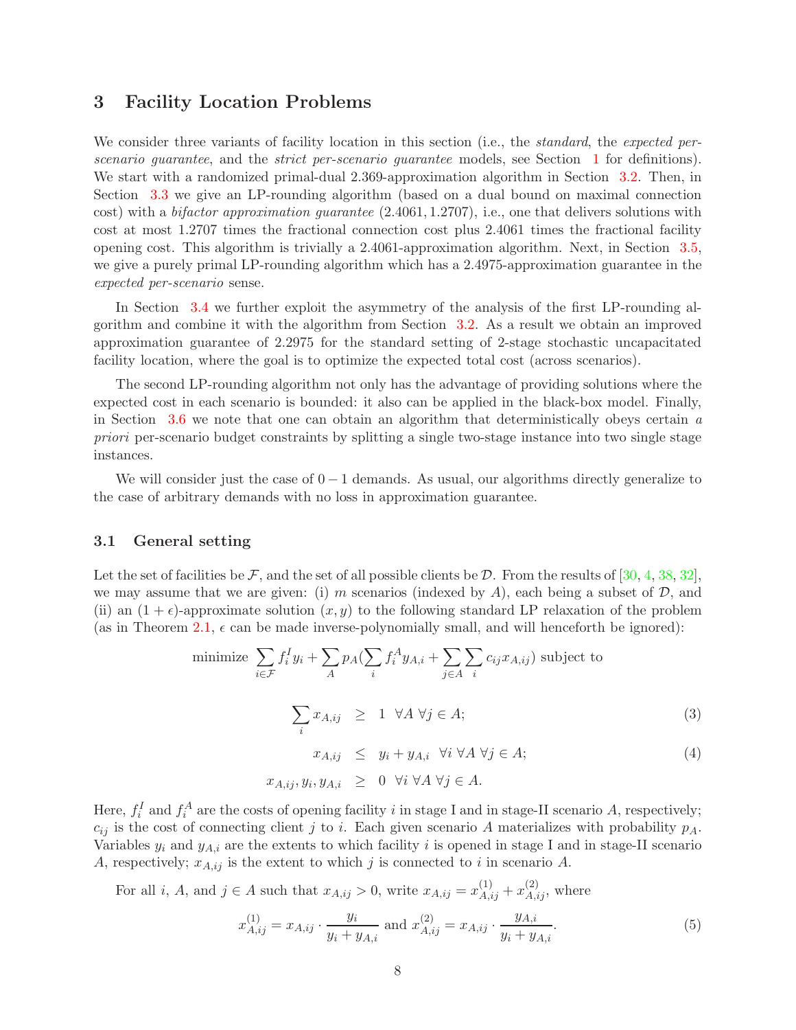## 3 Facility Location Problems

We consider three variants of facility location in this section (i.e., the *standard*, the *expected per-scenario guarantee*, and the *strict per-scenario guarantee* models, see Section 1 for definitions). We start with a randomized primal-dual 2.369-approximation algorithm in Section 3.2. Then, in Section 3.3 we give an LP-rounding algorithm (based on a dual bound on maximal connection cost) with a *bifactor approximation guarantee* (2.4061, 1.2707), i.e., one that delivers solutions with cost at most 1.2707 times the fractional connection cost plus 2.4061 times the fractional facility opening cost. This algorithm is trivially a 2.4061-approximation algorithm. Next, in Section 3.5, we give a purely primal LP-rounding algorithm which has a 2.4975-approximation guarantee in the *expected per-scenario* sense.

In Section 3.4 we further exploit the asymmetry of the analysis of the first LP-rounding algorithm and combine it with the algorithm from Section 3.2. As a result we obtain an improved approximation guarantee of 2.2975 for the standard setting of 2-stage stochastic uncapacitated facility location, where the goal is to optimize the expected total cost (across scenarios).

The second LP-rounding algorithm not only has the advantage of providing solutions where the expected cost in each scenario is bounded: it also can be applied in the black-box model. Finally, in Section 3.6 we note that one can obtain an algorithm that deterministically obeys certain *a priori* per-scenario budget constraints by splitting a single two-stage instance into two single stage instances.

We will consider just the case of $0-1$ demands. As usual, our algorithms directly generalize to the case of arbitrary demands with no loss in approximation guarantee.

### 3.1 General setting

Let the set of facilities be $\mathcal{F}$, and the set of all possible clients be $\mathcal{D}$. From the results of [30, 4, 38, 32], we may assume that we are given: (i) $m$ scenarios (indexed by $A$), each being a subset of $\mathcal{D}$, and (ii) an $(1+\epsilon)$-approximate solution $(x, y)$ to the following standard LP relaxation of the problem (as in Theorem 2.1, $\epsilon$ can be made inverse-polynomially small, and will henceforth be ignored):

$$\text{minimize } \sum_{i \in \mathcal{F}} f_i^I y_i + \sum_A p_A \Big(\sum_i f_i^A y_{A,i} + \sum_{j \in A} \sum_i c_{ij} x_{A,ij}\Big) \text{ subject to}$$

$$\sum_i x_{A,ij} \;\geq\; 1 \quad \forall A\ \forall j \in A; \tag{3}$$

$$x_{A,ij} \;\leq\; y_i + y_{A,i} \quad \forall i\ \forall A\ \forall j \in A; \tag{4}$$

$$x_{A,ij}, y_i, y_{A,i} \;\geq\; 0 \quad \forall i\ \forall A\ \forall j \in A.$$

Here, $f_i^I$ and $f_i^A$ are the costs of opening facility $i$ in stage I and in stage-II scenario $A$, respectively; $c_{ij}$ is the cost of connecting client $j$ to $i$. Each given scenario $A$ materializes with probability $p_A$. Variables $y_i$ and $y_{A,i}$ are the extents to which facility $i$ is opened in stage I and in stage-II scenario $A$, respectively; $x_{A,ij}$ is the extent to which $j$ is connected to $i$ in scenario $A$.

For all $i$, $A$, and $j \in A$ such that $x_{A,ij} > 0$, write $x_{A,ij} = x_{A,ij}^{(1)} + x_{A,ij}^{(2)}$, where

$$x_{A,ij}^{(1)} = x_{A,ij} \cdot \frac{y_i}{y_i + y_{A,i}} \text{ and } x_{A,ij}^{(2)} = x_{A,ij} \cdot \frac{y_{A,i}}{y_i + y_{A,i}}. \tag{5}$$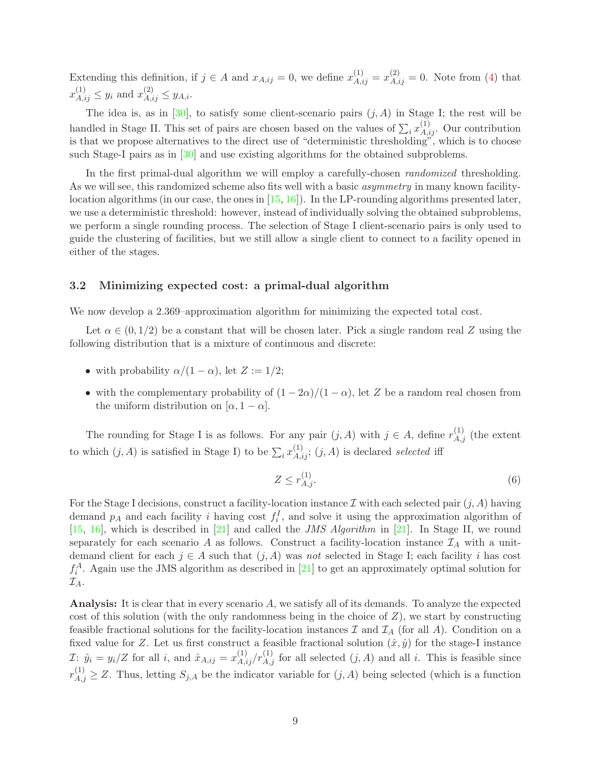Extending this definition, if $j \in A$ and $x_{A,ij} = 0$, we define $x^{(1)}_{A,ij} = x^{(2)}_{A,ij} = 0$. Note from (4) that $x^{(1)}_{A,ij} \le y_i$ and $x^{(2)}_{A,ij} \le y_{A,i}$.

The idea is, as in [30], to satisfy some client-scenario pairs $(j, A)$ in Stage I; the rest will be handled in Stage II. This set of pairs are chosen based on the values of $\sum_i x^{(1)}_{A,ij}$. Our contribution is that we propose alternatives to the direct use of "deterministic thresholding", which is to choose such Stage-I pairs as in [30] and use existing algorithms for the obtained subproblems.

In the first primal-dual algorithm we will employ a carefully-chosen *randomized* thresholding. As we will see, this randomized scheme also fits well with a basic *asymmetry* in many known facility-location algorithms (in our case, the ones in [15, 16]). In the LP-rounding algorithms presented later, we use a deterministic threshold: however, instead of individually solving the obtained subproblems, we perform a single rounding process. The selection of Stage I client-scenario pairs is only used to guide the clustering of facilities, but we still allow a single client to connect to a facility opened in either of the stages.

### 3.2 Minimizing expected cost: a primal-dual algorithm

We now develop a 2.369–approximation algorithm for minimizing the expected total cost.

Let $\alpha \in (0, 1/2)$ be a constant that will be chosen later. Pick a single random real $Z$ using the following distribution that is a mixture of continuous and discrete:

- with probability $\alpha/(1-\alpha)$, let $Z := 1/2$;
- with the complementary probability of $(1-2\alpha)/(1-\alpha)$, let $Z$ be a random real chosen from the uniform distribution on $[\alpha, 1-\alpha]$.

The rounding for Stage I is as follows. For any pair $(j, A)$ with $j \in A$, define $r^{(1)}_{A,j}$ (the extent to which $(j, A)$ is satisfied in Stage I) to be $\sum_i x^{(1)}_{A,ij}$; $(j, A)$ is declared *selected* iff

$$Z \le r^{(1)}_{A,j}. \tag{6}$$

For the Stage I decisions, construct a facility-location instance $\mathcal{I}$ with each selected pair $(j, A)$ having demand $p_A$ and each facility $i$ having cost $f^I_i$, and solve it using the approximation algorithm of [15, 16], which is described in [21] and called the *JMS Algorithm* in [21]. In Stage II, we round separately for each scenario $A$ as follows. Construct a facility-location instance $\mathcal{I}_A$ with a unit-demand client for each $j \in A$ such that $(j, A)$ was *not* selected in Stage I; each facility $i$ has cost $f^A_i$. Again use the JMS algorithm as described in [21] to get an approximately optimal solution for $\mathcal{I}_A$.

**Analysis:** It is clear that in every scenario $A$, we satisfy all of its demands. To analyze the expected cost of this solution (with the only randomness being in the choice of $Z$), we start by constructing feasible fractional solutions for the facility-location instances $\mathcal{I}$ and $\mathcal{I}_A$ (for all $A$). Condition on a fixed value for $Z$. Let us first construct a feasible fractional solution $(\hat{x}, \hat{y})$ for the stage-I instance $\mathcal{I}$: $\hat{y}_i = y_i/Z$ for all $i$, and $\hat{x}_{A,ij} = x^{(1)}_{A,ij}/r^{(1)}_{A,j}$ for all selected $(j, A)$ and all $i$. This is feasible since $r^{(1)}_{A,j} \ge Z$. Thus, letting $S_{j,A}$ be the indicator variable for $(j, A)$ being selected (which is a function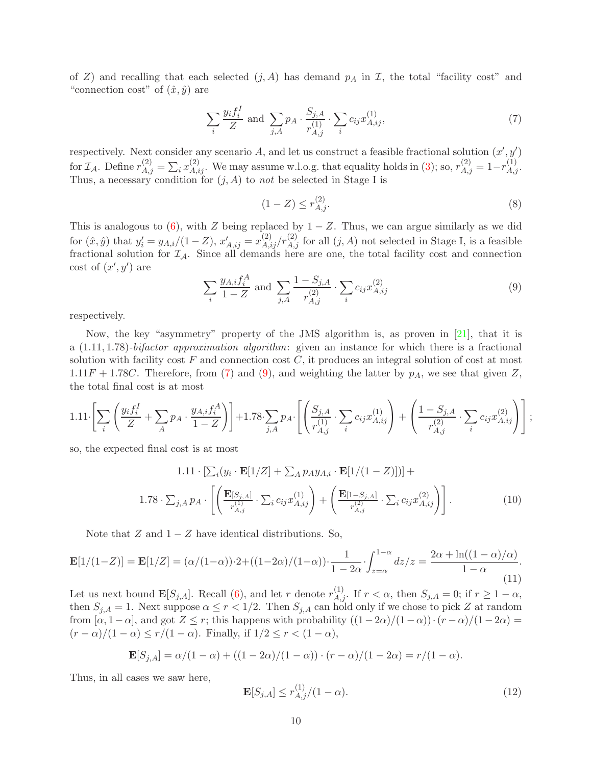of $Z$) and recalling that each selected $(j, A)$ has demand $p_A$ in $\mathcal{I}$, the total "facility cost" and "connection cost" of $(\hat{x}, \hat{y})$ are

$$\sum_i \frac{y_i f_i^I}{Z} \text{ and } \sum_{j,A} p_A \cdot \frac{S_{j,A}}{r_{A,j}^{(1)}} \cdot \sum_i c_{ij} x_{A,ij}^{(1)}, \tag{7}$$

respectively. Next consider any scenario $A$, and let us construct a feasible fractional solution $(x', y')$ for $\mathcal{I}_{\mathcal{A}}$. Define $r_{A,j}^{(2)} = \sum_i x_{A,ij}^{(2)}$. We may assume w.l.o.g. that equality holds in (3); so, $r_{A,j}^{(2)} = 1 - r_{A,j}^{(1)}$. Thus, a necessary condition for $(j, A)$ to *not* be selected in Stage I is

$$(1 - Z) \le r_{A,j}^{(2)}. \tag{8}$$

This is analogous to (6), with $Z$ being replaced by $1 - Z$. Thus, we can argue similarly as we did for $(\hat{x}, \hat{y})$ that $y'_i = y_{A,i}/(1 - Z)$, $x'_{A,ij} = x_{A,ij}^{(2)}/r_{A,j}^{(2)}$ for all $(j, A)$ not selected in Stage I, is a feasible fractional solution for $\mathcal{I}_{\mathcal{A}}$. Since all demands here are one, the total facility cost and connection cost of $(x', y')$ are

$$\sum_i \frac{y_{A,i} f_i^A}{1 - Z} \text{ and } \sum_{j,A} \frac{1 - S_{j,A}}{r_{A,j}^{(2)}} \cdot \sum_i c_{ij} x_{A,ij}^{(2)} \tag{9}$$

respectively.

Now, the key "asymmetry" property of the JMS algorithm is, as proven in [21], that it is a $(1.11, 1.78)$-*bifactor approximation algorithm*: given an instance for which there is a fractional solution with facility cost $F$ and connection cost $C$, it produces an integral solution of cost at most $1.11F + 1.78C$. Therefore, from (7) and (9), and weighting the latter by $p_A$, we see that given $Z$, the total final cost is at most

$$1.11 \cdot \left[ \sum_i \left( \frac{y_i f_i^I}{Z} + \sum_A p_A \cdot \frac{y_{A,i} f_i^A}{1 - Z} \right) \right] + 1.78 \cdot \sum_{j,A} p_A \cdot \left[ \left( \frac{S_{j,A}}{r_{A,j}^{(1)}} \cdot \sum_i c_{ij} x_{A,ij}^{(1)} \right) + \left( \frac{1 - S_{j,A}}{r_{A,j}^{(2)}} \cdot \sum_i c_{ij} x_{A,ij}^{(2)} \right) \right];$$

so, the expected final cost is at most

$$\begin{aligned} &1.11 \cdot \left[ \textstyle\sum_i (y_i \cdot \mathbf{E}[1/Z] + \sum_A p_A y_{A,i} \cdot \mathbf{E}[1/(1 - Z)]) \right] + \\ &1.78 \cdot \textstyle\sum_{j,A} p_A \cdot \left[ \left( \frac{\mathbf{E}[S_{j,A}]}{r_{A,j}^{(1)}} \cdot \sum_i c_{ij} x_{A,ij}^{(1)} \right) + \left( \frac{\mathbf{E}[1 - S_{j,A}]}{r_{A,j}^{(2)}} \cdot \sum_i c_{ij} x_{A,ij}^{(2)} \right) \right]. \end{aligned} \tag{10}$$

Note that $Z$ and $1 - Z$ have identical distributions. So,

$$\mathbf{E}[1/(1-Z)] = \mathbf{E}[1/Z] = (\alpha/(1-\alpha)) \cdot 2 + ((1-2\alpha)/(1-\alpha)) \cdot \frac{1}{1-2\alpha} \cdot \int_{z=\alpha}^{1-\alpha} dz/z = \frac{2\alpha + \ln((1-\alpha)/\alpha)}{1-\alpha}. \tag{11}$$

Let us next bound $\mathbf{E}[S_{j,A}]$. Recall (6), and let $r$ denote $r_{A,j}^{(1)}$. If $r < \alpha$, then $S_{j,A} = 0$; if $r \ge 1 - \alpha$, then $S_{j,A} = 1$. Next suppose $\alpha \le r < 1/2$. Then $S_{j,A}$ can hold only if we chose to pick $Z$ at random from $[\alpha, 1 - \alpha]$, and got $Z \le r$; this happens with probability $((1 - 2\alpha)/(1 - \alpha)) \cdot (r - \alpha)/(1 - 2\alpha) = (r - \alpha)/(1 - \alpha) \le r/(1 - \alpha)$. Finally, if $1/2 \le r < (1 - \alpha)$,

$$\mathbf{E}[S_{j,A}] = \alpha/(1 - \alpha) + ((1 - 2\alpha)/(1 - \alpha)) \cdot (r - \alpha)/(1 - 2\alpha) = r/(1 - \alpha).$$

Thus, in all cases we saw here,

$$\mathbf{E}[S_{j,A}] \le r_{A,j}^{(1)}/(1 - \alpha). \tag{12}$$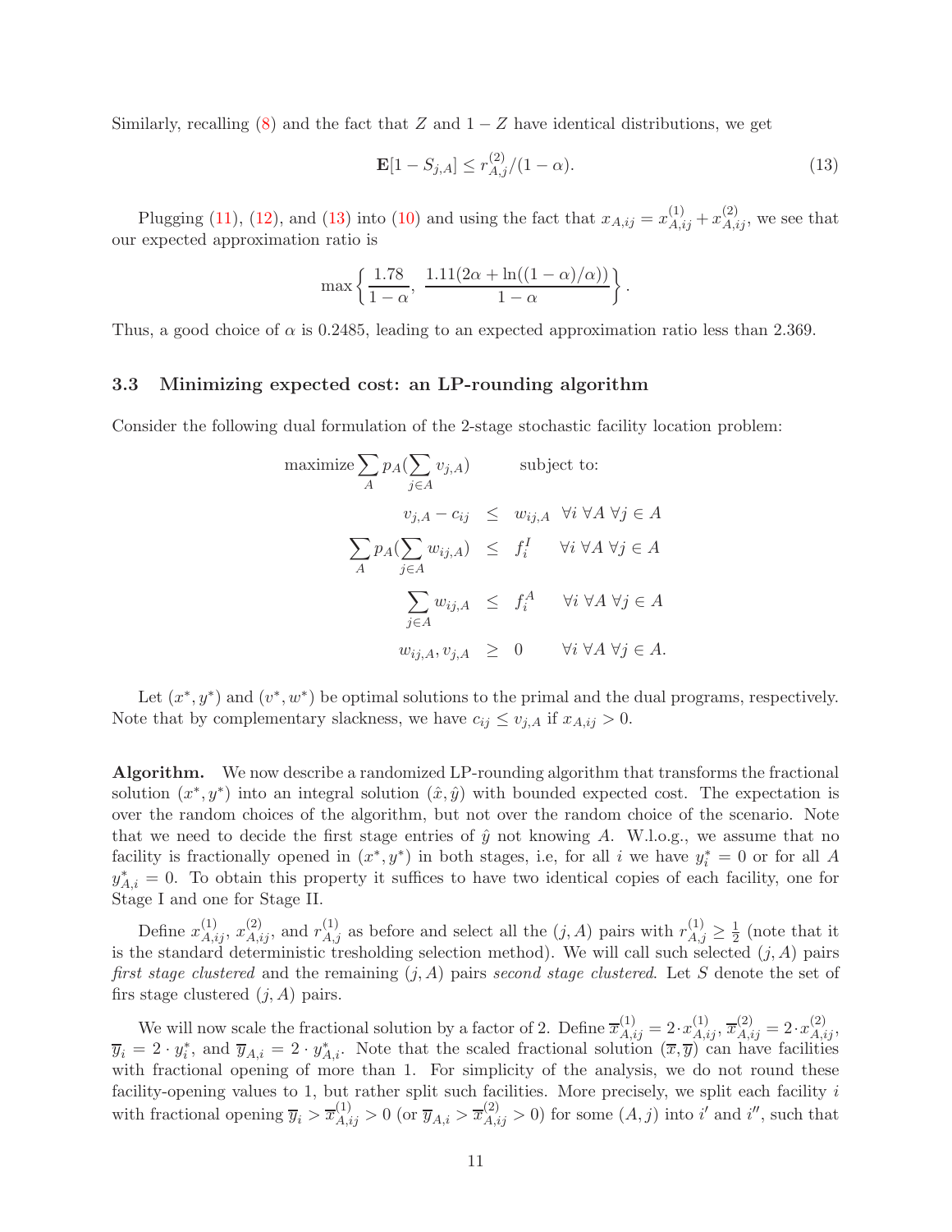Similarly, recalling (8) and the fact that $Z$ and $1-Z$ have identical distributions, we get

$$\mathbf{E}[1 - S_{j,A}] \leq r^{(2)}_{A,j}/(1-\alpha). \tag{13}$$

Plugging (11), (12), and (13) into (10) and using the fact that $x_{A,ij} = x^{(1)}_{A,ij} + x^{(2)}_{A,ij}$, we see that our expected approximation ratio is

$$\max\left\{\frac{1.78}{1-\alpha},\ \frac{1.11(2\alpha + \ln((1-\alpha)/\alpha))}{1-\alpha}\right\}.$$

Thus, a good choice of $\alpha$ is 0.2485, leading to an expected approximation ratio less than 2.369.

### 3.3 Minimizing expected cost: an LP-rounding algorithm

Consider the following dual formulation of the 2-stage stochastic facility location problem:

$$\begin{array}{rcll}
\text{maximize} \sum_A p_A(\sum_{j\in A} v_{j,A}) & & & \text{subject to:} \\
v_{j,A} - c_{ij} & \leq & w_{ij,A} & \forall i\ \forall A\ \forall j \in A \\
\sum_A p_A(\sum_{j\in A} w_{ij,A}) & \leq & f^I_i & \forall i\ \forall A\ \forall j \in A \\
\sum_{j\in A} w_{ij,A} & \leq & f^A_i & \forall i\ \forall A\ \forall j \in A \\
w_{ij,A}, v_{j,A} & \geq & 0 & \forall i\ \forall A\ \forall j \in A.
\end{array}$$

Let $(x^*, y^*)$ and $(v^*, w^*)$ be optimal solutions to the primal and the dual programs, respectively. Note that by complementary slackness, we have $c_{ij} \leq v_{j,A}$ if $x_{A,ij} > 0$.

**Algorithm.** We now describe a randomized LP-rounding algorithm that transforms the fractional solution $(x^*, y^*)$ into an integral solution $(\hat{x}, \hat{y})$ with bounded expected cost. The expectation is over the random choices of the algorithm, but not over the random choice of the scenario. Note that we need to decide the first stage entries of $\hat{y}$ not knowing $A$. W.l.o.g., we assume that no facility is fractionally opened in $(x^*, y^*)$ in both stages, i.e, for all $i$ we have $y^*_i = 0$ or for all $A$ $y^*_{A,i} = 0$. To obtain this property it suffices to have two identical copies of each facility, one for Stage I and one for Stage II.

Define $x^{(1)}_{A,ij}$, $x^{(2)}_{A,ij}$, and $r^{(1)}_{A,j}$ as before and select all the $(j, A)$ pairs with $r^{(1)}_{A,j} \geq \frac{1}{2}$ (note that it is the standard deterministic tresholding selection method). We will call such selected $(j, A)$ pairs *first stage clustered* and the remaining $(j, A)$ pairs *second stage clustered*. Let $S$ denote the set of firs stage clustered $(j, A)$ pairs.

We will now scale the fractional solution by a factor of 2. Define $\overline{x}^{(1)}_{A,ij} = 2\cdot x^{(1)}_{A,ij}$, $\overline{x}^{(2)}_{A,ij} = 2\cdot x^{(2)}_{A,ij}$, $\overline{y}_i = 2 \cdot y^*_i$, and $\overline{y}_{A,i} = 2 \cdot y^*_{A,i}$. Note that the scaled fractional solution $(\overline{x}, \overline{y})$ can have facilities with fractional opening of more than 1. For simplicity of the analysis, we do not round these facility-opening values to 1, but rather split such facilities. More precisely, we split each facility $i$ with fractional opening $\overline{y}_i > \overline{x}^{(1)}_{A,ij} > 0$ (or $\overline{y}_{A,i} > \overline{x}^{(2)}_{A,ij} > 0$) for some $(A, j)$ into $i'$ and $i''$, such that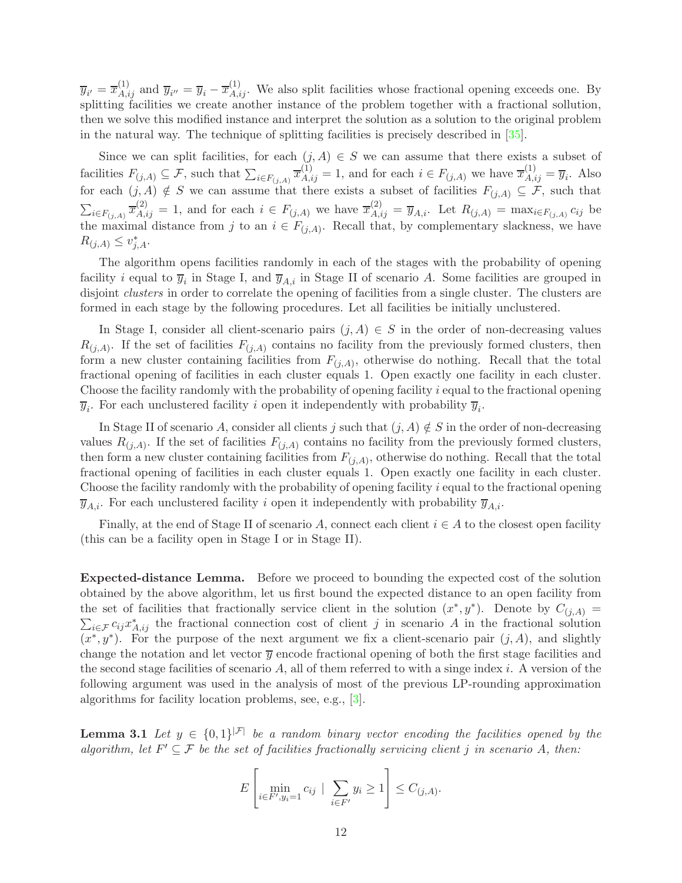$\overline{y}_{i'} = \overline{x}^{(1)}_{A,ij}$ and $\overline{y}_{i''} = \overline{y}_i - \overline{x}^{(1)}_{A,ij}$. We also split facilities whose fractional opening exceeds one. By splitting facilities we create another instance of the problem together with a fractional sollution, then we solve this modified instance and interpret the solution as a solution to the original problem in the natural way. The technique of splitting facilities is precisely described in [35].

Since we can split facilities, for each $(j, A) \in S$ we can assume that there exists a subset of facilities $F_{(j,A)} \subseteq \mathcal{F}$, such that $\sum_{i \in F_{(j,A)}} \overline{x}^{(1)}_{A,ij} = 1$, and for each $i \in F_{(j,A)}$ we have $\overline{x}^{(1)}_{A,ij} = \overline{y}_i$. Also for each $(j, A) \notin S$ we can assume that there exists a subset of facilities $F_{(j,A)} \subseteq \mathcal{F}$, such that $\sum_{i \in F_{(j,A)}} \overline{x}^{(2)}_{A,ij} = 1$, and for each $i \in F_{(j,A)}$ we have $\overline{x}^{(2)}_{A,ij} = \overline{y}_{A,i}$. Let $R_{(j,A)} = \max_{i \in F_{(j,A)}} c_{ij}$ be the maximal distance from $j$ to an $i \in F_{(j,A)}$. Recall that, by complementary slackness, we have $R_{(j,A)} \leq v^*_{j,A}$.

The algorithm opens facilities randomly in each of the stages with the probability of opening facility $i$ equal to $\overline{y}_i$ in Stage I, and $\overline{y}_{A,i}$ in Stage II of scenario $A$. Some facilities are grouped in disjoint *clusters* in order to correlate the opening of facilities from a single cluster. The clusters are formed in each stage by the following procedures. Let all facilities be initially unclustered.

In Stage I, consider all client-scenario pairs $(j, A) \in S$ in the order of non-decreasing values $R_{(j,A)}$. If the set of facilities $F_{(j,A)}$ contains no facility from the previously formed clusters, then form a new cluster containing facilities from $F_{(j,A)}$, otherwise do nothing. Recall that the total fractional opening of facilities in each cluster equals 1. Open exactly one facility in each cluster. Choose the facility randomly with the probability of opening facility $i$ equal to the fractional opening $\overline{y}_i$. For each unclustered facility $i$ open it independently with probability $\overline{y}_i$.

In Stage II of scenario $A$, consider all clients $j$ such that $(j, A) \notin S$ in the order of non-decreasing values $R_{(j,A)}$. If the set of facilities $F_{(j,A)}$ contains no facility from the previously formed clusters, then form a new cluster containing facilities from $F_{(j,A)}$, otherwise do nothing. Recall that the total fractional opening of facilities in each cluster equals 1. Open exactly one facility in each cluster. Choose the facility randomly with the probability of opening facility $i$ equal to the fractional opening $\overline{y}_{A,i}$. For each unclustered facility $i$ open it independently with probability $\overline{y}_{A,i}$.

Finally, at the end of Stage II of scenario $A$, connect each client $i \in A$ to the closest open facility (this can be a facility open in Stage I or in Stage II).

**Expected-distance Lemma.** Before we proceed to bounding the expected cost of the solution obtained by the above algorithm, let us first bound the expected distance to an open facility from the set of facilities that fractionally service client in the solution $(x^*, y^*)$. Denote by $C_{(j,A)} = \sum_{i \in \mathcal{F}} c_{ij} x^*_{A,ij}$ the fractional connection cost of client $j$ in scenario $A$ in the fractional solution $(x^*, y^*)$. For the purpose of the next argument we fix a client-scenario pair $(j, A)$, and slightly change the notation and let vector $\overline{y}$ encode fractional opening of both the first stage facilities and the second stage facilities of scenario $A$, all of them referred to with a singe index $i$. A version of the following argument was used in the analysis of most of the previous LP-rounding approximation algorithms for facility location problems, see, e.g., [3].

**Lemma 3.1** *Let $y \in \{0, 1\}^{|\mathcal{F}|}$ be a random binary vector encoding the facilities opened by the algorithm, let $F' \subseteq \mathcal{F}$ be the set of facilities fractionally servicing client $j$ in scenario $A$, then:*

$$E\left[\min_{i \in F', y_i = 1} c_{ij} \mid \sum_{i \in F'} y_i \geq 1\right] \leq C_{(j,A)}.$$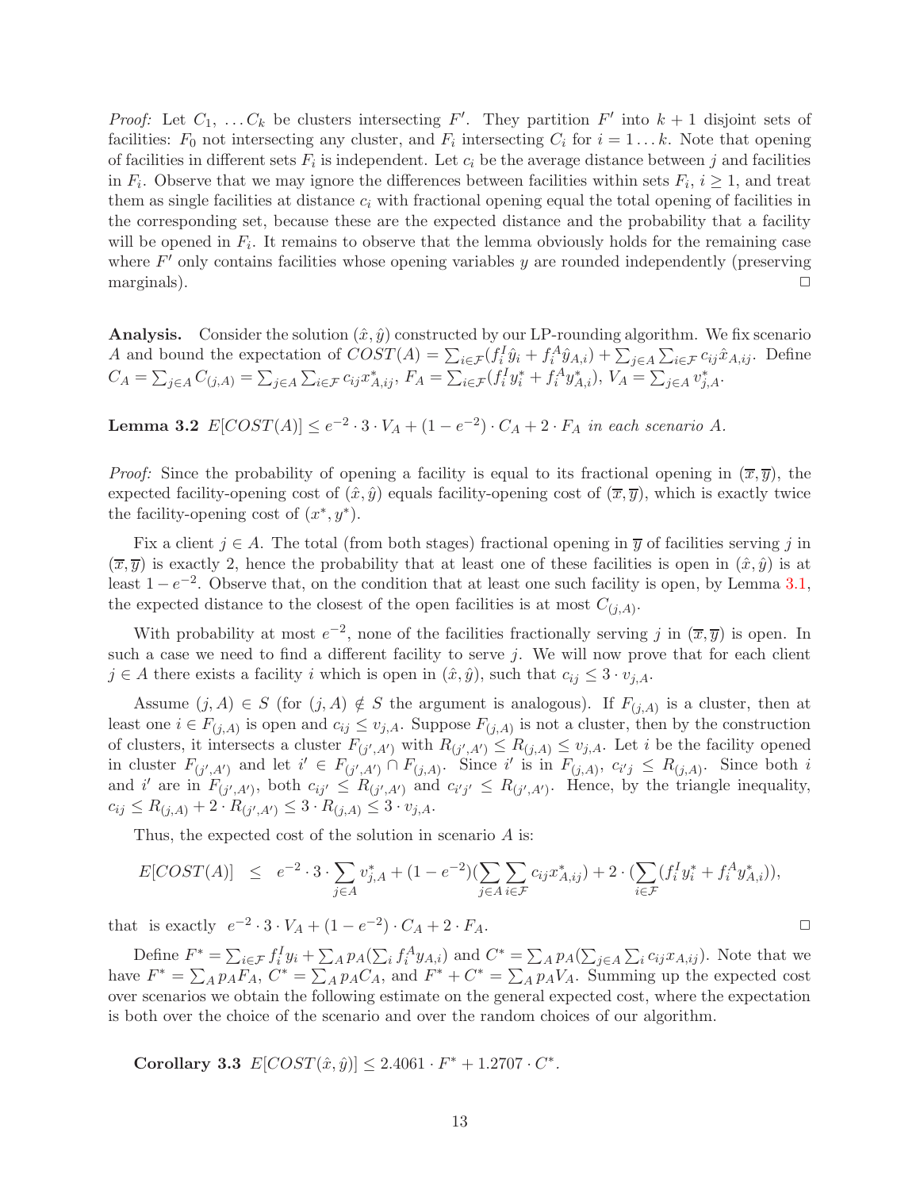*Proof:* Let $C_1, \dots C_k$ be clusters intersecting $F'$. They partition $F'$ into $k+1$ disjoint sets of facilities: $F_0$ not intersecting any cluster, and $F_i$ intersecting $C_i$ for $i = 1 \dots k$. Note that opening of facilities in different sets $F_i$ is independent. Let $c_i$ be the average distance between $j$ and facilities in $F_i$. Observe that we may ignore the differences between facilities within sets $F_i$, $i \geq 1$, and treat them as single facilities at distance $c_i$ with fractional opening equal the total opening of facilities in the corresponding set, because these are the expected distance and the probability that a facility will be opened in $F_i$. It remains to observe that the lemma obviously holds for the remaining case where $F'$ only contains facilities whose opening variables $y$ are rounded independently (preserving marginals). □

**Analysis.** Consider the solution $(\hat{x}, \hat{y})$ constructed by our LP-rounding algorithm. We fix scenario $A$ and bound the expectation of $COST(A) = \sum_{i \in \mathcal{F}} (f_i^I \hat{y}_i + f_i^A \hat{y}_{A,i}) + \sum_{j \in A} \sum_{i \in \mathcal{F}} c_{ij} \hat{x}_{A,ij}$. Define $C_A = \sum_{j \in A} C_{(j,A)} = \sum_{j \in A} \sum_{i \in \mathcal{F}} c_{ij} x^*_{A,ij}$, $F_A = \sum_{i \in \mathcal{F}} (f_i^I y_i^* + f_i^A y_{A,i}^*)$, $V_A = \sum_{j \in A} v^*_{j,A}$.

**Lemma 3.2** *$E[COST(A)] \leq e^{-2} \cdot 3 \cdot V_A + (1 - e^{-2}) \cdot C_A + 2 \cdot F_A$ in each scenario $A$.*

*Proof:* Since the probability of opening a facility is equal to its fractional opening in $(\overline{x}, \overline{y})$, the expected facility-opening cost of $(\hat{x}, \hat{y})$ equals facility-opening cost of $(\overline{x}, \overline{y})$, which is exactly twice the facility-opening cost of $(x^*, y^*)$.

Fix a client $j \in A$. The total (from both stages) fractional opening in $\overline{y}$ of facilities serving $j$ in $(\overline{x}, \overline{y})$ is exactly 2, hence the probability that at least one of these facilities is open in $(\hat{x}, \hat{y})$ is at least $1 - e^{-2}$. Observe that, on the condition that at least one such facility is open, by Lemma 3.1, the expected distance to the closest of the open facilities is at most $C_{(j,A)}$.

With probability at most $e^{-2}$, none of the facilities fractionally serving $j$ in $(\overline{x}, \overline{y})$ is open. In such a case we need to find a different facility to serve $j$. We will now prove that for each client $j \in A$ there exists a facility $i$ which is open in $(\hat{x}, \hat{y})$, such that $c_{ij} \leq 3 \cdot v_{j,A}$.

Assume $(j, A) \in S$ (for $(j, A) \notin S$ the argument is analogous). If $F_{(j,A)}$ is a cluster, then at least one $i \in F_{(j,A)}$ is open and $c_{ij} \leq v_{j,A}$. Suppose $F_{(j,A)}$ is not a cluster, then by the construction of clusters, it intersects a cluster $F_{(j',A')}$ with $R_{(j',A')} \leq R_{(j,A)} \leq v_{j,A}$. Let $i$ be the facility opened in cluster $F_{(j',A')}$ and let $i' \in F_{(j',A')} \cap F_{(j,A)}$. Since $i'$ is in $F_{(j,A)}$, $c_{i'j} \leq R_{(j,A)}$. Since both $i$ and $i'$ are in $F_{(j',A')}$, both $c_{ij'} \leq R_{(j',A')}$ and $c_{i'j'} \leq R_{(j',A')}$. Hence, by the triangle inequality, $c_{ij} \leq R_{(j,A)} + 2 \cdot R_{(j',A')} \leq 3 \cdot R_{(j,A)} \leq 3 \cdot v_{j,A}$.

Thus, the expected cost of the solution in scenario $A$ is:

$$E[COST(A)] \leq e^{-2} \cdot 3 \cdot \sum_{j \in A} v^*_{j,A} + (1 - e^{-2}) (\sum_{j \in A} \sum_{i \in \mathcal{F}} c_{ij} x^*_{A,ij}) + 2 \cdot (\sum_{i \in \mathcal{F}} (f_i^I y_i^* + f_i^A y^*_{A,i})),$$

that is exactly $e^{-2} \cdot 3 \cdot V_A + (1 - e^{-2}) \cdot C_A + 2 \cdot F_A$. □

Define $F^* = \sum_{i \in \mathcal{F}} f_i^I y_i + \sum_A p_A (\sum_i f_i^A y_{A,i})$ and $C^* = \sum_A p_A (\sum_{j \in A} \sum_i c_{ij} x_{A,ij})$. Note that we have $F^* = \sum_A p_A F_A$, $C^* = \sum_A p_A C_A$, and $F^* + C^* = \sum_A p_A V_A$. Summing up the expected cost over scenarios we obtain the following estimate on the general expected cost, where the expectation is both over the choice of the scenario and over the random choices of our algorithm.

**Corollary 3.3** *$E[COST(\hat{x}, \hat{y})] \leq 2.4061 \cdot F^* + 1.2707 \cdot C^*$.*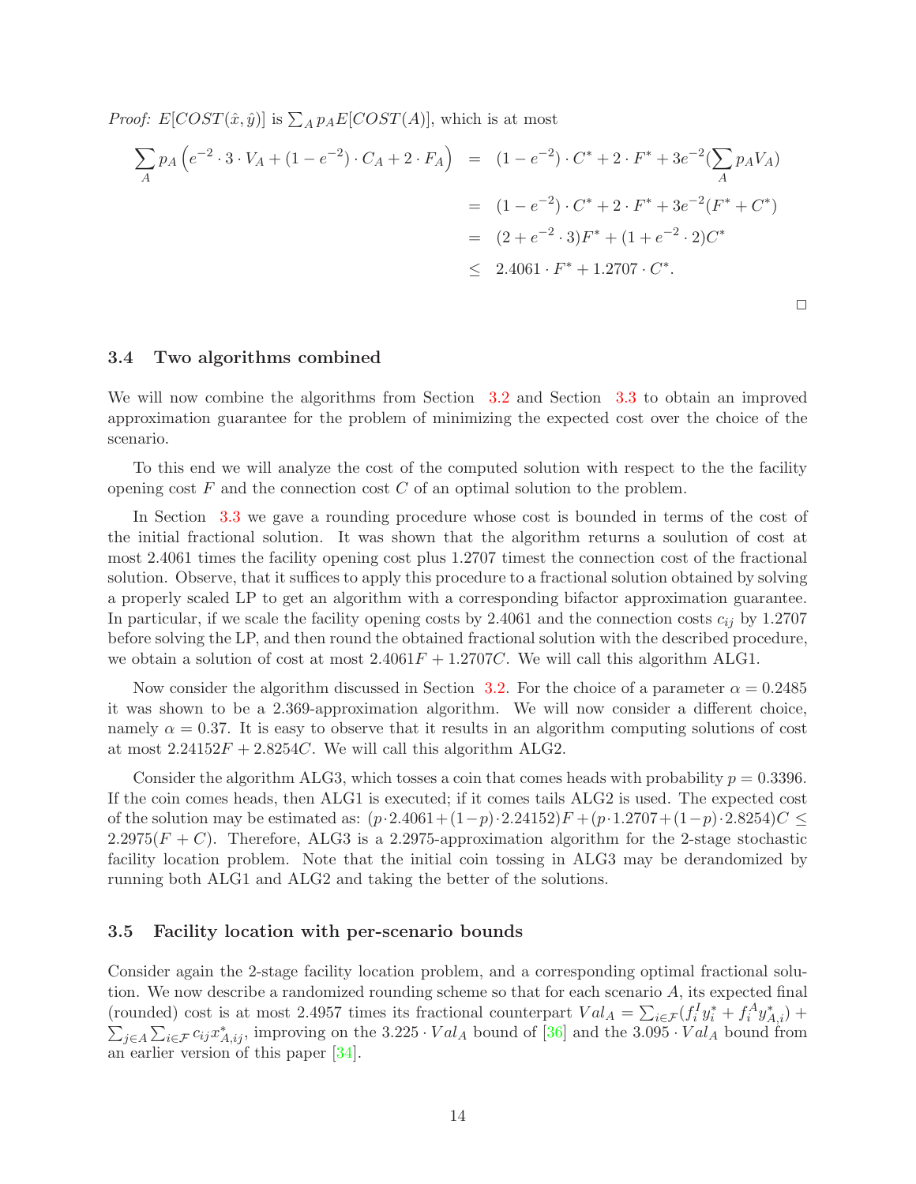*Proof:* $E[COST(\hat{x}, \hat{y})]$ is $\sum_A p_A E[COST(A)]$, which is at most

$$
\begin{aligned}
\sum_A p_A \left( e^{-2} \cdot 3 \cdot V_A + (1 - e^{-2}) \cdot C_A + 2 \cdot F_A \right) &= (1 - e^{-2}) \cdot C^* + 2 \cdot F^* + 3e^{-2} (\sum_A p_A V_A) \\
&= (1 - e^{-2}) \cdot C^* + 2 \cdot F^* + 3e^{-2} (F^* + C^*) \\
&= (2 + e^{-2} \cdot 3) F^* + (1 + e^{-2} \cdot 2) C^* \\
&\leq 2.4061 \cdot F^* + 1.2707 \cdot C^*.
\end{aligned}
$$

□

### 3.4 Two algorithms combined

We will now combine the algorithms from Section 3.2 and Section 3.3 to obtain an improved approximation guarantee for the problem of minimizing the expected cost over the choice of the scenario.

To this end we will analyze the cost of the computed solution with respect to the the facility opening cost $F$ and the connection cost $C$ of an optimal solution to the problem.

In Section 3.3 we gave a rounding procedure whose cost is bounded in terms of the cost of the initial fractional solution. It was shown that the algorithm returns a soulution of cost at most 2.4061 times the facility opening cost plus 1.2707 timest the connection cost of the fractional solution. Observe, that it suffices to apply this procedure to a fractional solution obtained by solving a properly scaled LP to get an algorithm with a corresponding bifactor approximation guarantee. In particular, if we scale the facility opening costs by 2.4061 and the connection costs $c_{ij}$ by 1.2707 before solving the LP, and then round the obtained fractional solution with the described procedure, we obtain a solution of cost at most $2.4061F + 1.2707C$. We will call this algorithm ALG1.

Now consider the algorithm discussed in Section 3.2. For the choice of a parameter $\alpha = 0.2485$ it was shown to be a 2.369-approximation algorithm. We will now consider a different choice, namely $\alpha = 0.37$. It is easy to observe that it results in an algorithm computing solutions of cost at most $2.24152F + 2.8254C$. We will call this algorithm ALG2.

Consider the algorithm ALG3, which tosses a coin that comes heads with probability $p = 0.3396$. If the coin comes heads, then ALG1 is executed; if it comes tails ALG2 is used. The expected cost of the solution may be estimated as: $(p \cdot 2.4061 + (1-p) \cdot 2.24152)F + (p \cdot 1.2707 + (1-p) \cdot 2.8254)C \leq 2.2975(F + C)$. Therefore, ALG3 is a 2.2975-approximation algorithm for the 2-stage stochastic facility location problem. Note that the initial coin tossing in ALG3 may be derandomized by running both ALG1 and ALG2 and taking the better of the solutions.

### 3.5 Facility location with per-scenario bounds

Consider again the 2-stage facility location problem, and a corresponding optimal fractional solution. We now describe a randomized rounding scheme so that for each scenario $A$, its expected final (rounded) cost is at most 2.4957 times its fractional counterpart $Val_A = \sum_{i \in \mathcal{F}} (f_i^I y_i^* + f_i^A y_{A,i}^*) + \sum_{j \in A} \sum_{i \in \mathcal{F}} c_{ij} x_{A,ij}^*$, improving on the $3.225 \cdot Val_A$ bound of [36] and the $3.095 \cdot Val_A$ bound from an earlier version of this paper [34].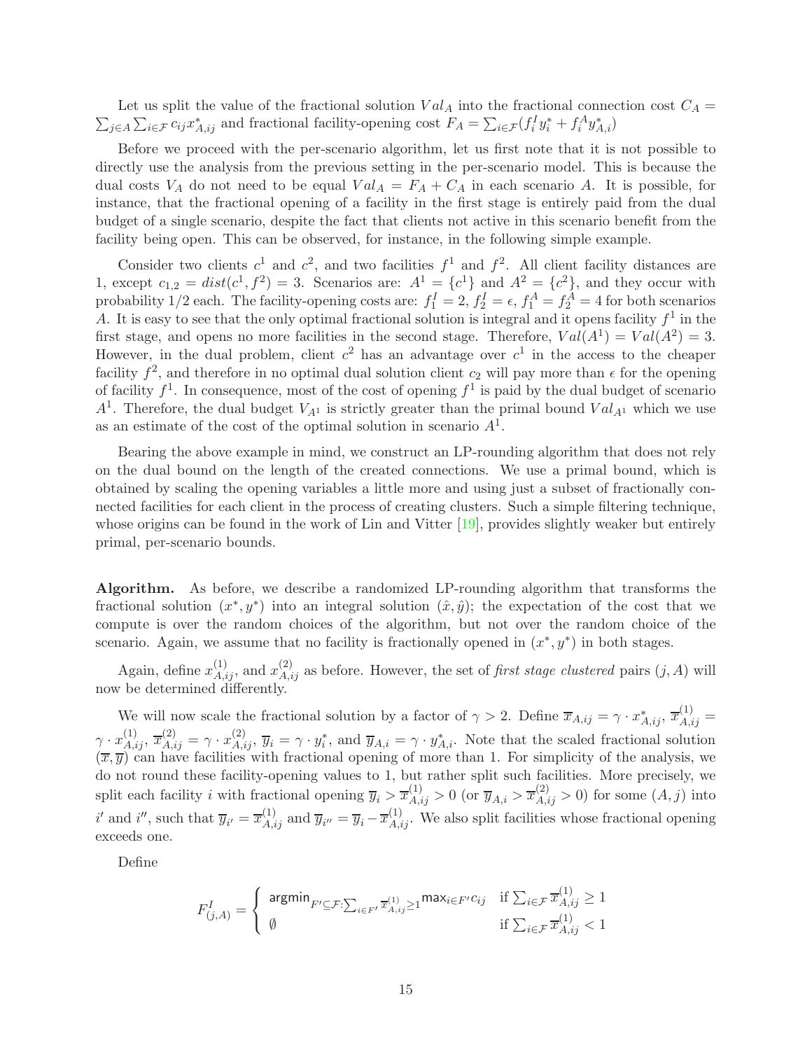Let us split the value of the fractional solution $Val_A$ into the fractional connection cost $C_A = \sum_{j \in A} \sum_{i \in \mathcal{F}} c_{ij} x^*_{A,ij}$ and fractional facility-opening cost $F_A = \sum_{i \in \mathcal{F}} (f^I_i y^*_i + f^A_i y^*_{A,i})$

Before we proceed with the per-scenario algorithm, let us first note that it is not possible to directly use the analysis from the previous setting in the per-scenario model. This is because the dual costs $V_A$ do not need to be equal $Val_A = F_A + C_A$ in each scenario $A$. It is possible, for instance, that the fractional opening of a facility in the first stage is entirely paid from the dual budget of a single scenario, despite the fact that clients not active in this scenario benefit from the facility being open. This can be observed, for instance, in the following simple example.

Consider two clients $c^1$ and $c^2$, and two facilities $f^1$ and $f^2$. All client facility distances are 1, except $c_{1,2} = dist(c^1, f^2) = 3$. Scenarios are: $A^1 = \{c^1\}$ and $A^2 = \{c^2\}$, and they occur with probability 1/2 each. The facility-opening costs are: $f^I_1 = 2$, $f^I_2 = \epsilon$, $f^A_1 = f^A_2 = 4$ for both scenarios $A$. It is easy to see that the only optimal fractional solution is integral and it opens facility $f^1$ in the first stage, and opens no more facilities in the second stage. Therefore, $Val(A^1) = Val(A^2) = 3$. However, in the dual problem, client $c^2$ has an advantage over $c^1$ in the access to the cheaper facility $f^2$, and therefore in no optimal dual solution client $c_2$ will pay more than $\epsilon$ for the opening of facility $f^1$. In consequence, most of the cost of opening $f^1$ is paid by the dual budget of scenario $A^1$. Therefore, the dual budget $V_{A^1}$ is strictly greater than the primal bound $Val_{A^1}$ which we use as an estimate of the cost of the optimal solution in scenario $A^1$.

Bearing the above example in mind, we construct an LP-rounding algorithm that does not rely on the dual bound on the length of the created connections. We use a primal bound, which is obtained by scaling the opening variables a little more and using just a subset of fractionally connected facilities for each client in the process of creating clusters. Such a simple filtering technique, whose origins can be found in the work of Lin and Vitter [19], provides slightly weaker but entirely primal, per-scenario bounds.

**Algorithm.** As before, we describe a randomized LP-rounding algorithm that transforms the fractional solution $(x^*, y^*)$ into an integral solution $(\hat{x}, \hat{y})$; the expectation of the cost that we compute is over the random choices of the algorithm, but not over the random choice of the scenario. Again, we assume that no facility is fractionally opened in $(x^*, y^*)$ in both stages.

Again, define $x^{(1)}_{A,ij}$, and $x^{(2)}_{A,ij}$ as before. However, the set of *first stage clustered* pairs $(j, A)$ will now be determined differently.

We will now scale the fractional solution by a factor of $\gamma > 2$. Define $\overline{x}_{A,ij} = \gamma \cdot x^*_{A,ij}$, $\overline{x}^{(1)}_{A,ij} = \gamma \cdot x^{(1)}_{A,ij}$, $\overline{x}^{(2)}_{A,ij} = \gamma \cdot x^{(2)}_{A,ij}$, $\overline{y}_i = \gamma \cdot y^*_i$, and $\overline{y}_{A,i} = \gamma \cdot y^*_{A,i}$. Note that the scaled fractional solution $(\overline{x}, \overline{y})$ can have facilities with fractional opening of more than 1. For simplicity of the analysis, we do not round these facility-opening values to 1, but rather split such facilities. More precisely, we split each facility $i$ with fractional opening $\overline{y}_i > \overline{x}^{(1)}_{A,ij} > 0$ (or $\overline{y}_{A,i} > \overline{x}^{(2)}_{A,ij} > 0$) for some $(A, j)$ into $i'$ and $i''$, such that $\overline{y}_{i'} = \overline{x}^{(1)}_{A,ij}$ and $\overline{y}_{i''} = \overline{y}_i - \overline{x}^{(1)}_{A,ij}$. We also split facilities whose fractional opening exceeds one.

Define

$$
F^I_{(j,A)} = \begin{cases} \operatorname{argmin}_{F' \subseteq \mathcal{F} : \sum_{i \in F'} \overline{x}^{(1)}_{A,ij} \geq 1} \max_{i \in F'} c_{ij} & \text{if } \sum_{i \in \mathcal{F}} \overline{x}^{(1)}_{A,ij} \geq 1 \\ \emptyset & \text{if } \sum_{i \in \mathcal{F}} \overline{x}^{(1)}_{A,ij} < 1 \end{cases}
$$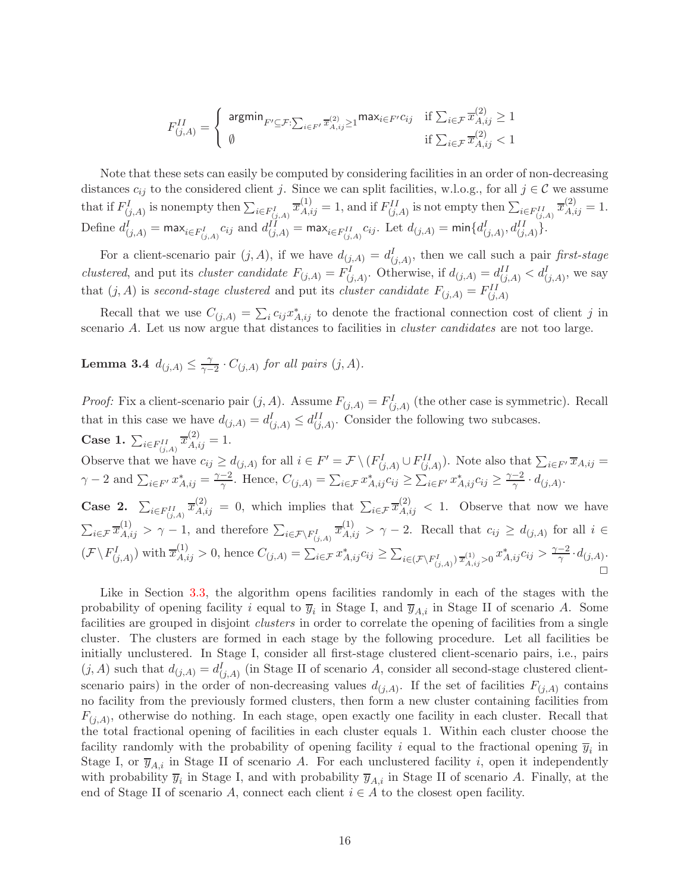$$F^{II}_{(j,A)} = \begin{cases} \mathsf{argmin}_{F' \subseteq \mathcal{F}: \sum_{i \in F'} \overline{x}^{(2)}_{A,ij} \geq 1} \mathsf{max}_{i \in F'} c_{ij} & \text{if } \sum_{i \in \mathcal{F}} \overline{x}^{(2)}_{A,ij} \geq 1 \\ \emptyset & \text{if } \sum_{i \in \mathcal{F}} \overline{x}^{(2)}_{A,ij} < 1 \end{cases}$$

Note that these sets can easily be computed by considering facilities in an order of non-decreasing distances $c_{ij}$ to the considered client $j$. Since we can split facilities, w.l.o.g., for all $j \in \mathcal{C}$ we assume that if $F^I_{(j,A)}$ is nonempty then $\sum_{i \in F^I_{(j,A)}} \overline{x}^{(1)}_{A,ij} = 1$, and if $F^{II}_{(j,A)}$ is not empty then $\sum_{i \in F^{II}_{(j,A)}} \overline{x}^{(2)}_{A,ij} = 1$. Define $d^I_{(j,A)} = \mathsf{max}_{i \in F^I_{(j,A)}} c_{ij}$ and $d^{II}_{(j,A)} = \mathsf{max}_{i \in F^{II}_{(j,A)}} c_{ij}$. Let $d_{(j,A)} = \mathsf{min}\{d^I_{(j,A)}, d^{II}_{(j,A)}\}$.

For a client-scenario pair $(j, A)$, if we have $d_{(j,A)} = d^I_{(j,A)}$, then we call such a pair *first-stage clustered*, and put its *cluster candidate* $F_{(j,A)} = F^I_{(j,A)}$. Otherwise, if $d_{(j,A)} = d^{II}_{(j,A)} < d^I_{(j,A)}$, we say that $(j, A)$ is *second-stage clustered* and put its *cluster candidate* $F_{(j,A)} = F^{II}_{(j,A)}$

Recall that we use $C_{(j,A)} = \sum_i c_{ij} x^*_{A,ij}$ to denote the fractional connection cost of client $j$ in scenario $A$. Let us now argue that distances to facilities in *cluster candidates* are not too large.

**Lemma 3.4** *$d_{(j,A)} \leq \frac{\gamma}{\gamma-2} \cdot C_{(j,A)}$ for all pairs $(j, A)$.*

*Proof:* Fix a client-scenario pair $(j, A)$. Assume $F_{(j,A)} = F^I_{(j,A)}$ (the other case is symmetric). Recall that in this case we have $d_{(j,A)} = d^I_{(j,A)} \leq d^{II}_{(j,A)}$. Consider the following two subcases.

**Case 1.** $\sum_{i \in F^{II}_{(j,A)}} \overline{x}^{(2)}_{A,ij} = 1$.

Observe that we have $c_{ij} \geq d_{(j,A)}$ for all $i \in F' = \mathcal{F} \setminus (F^I_{(j,A)} \cup F^{II}_{(j,A)})$. Note also that $\sum_{i \in F'} \overline{x}_{A,ij} = \gamma - 2$ and $\sum_{i \in F'} x^*_{A,ij} = \frac{\gamma-2}{\gamma}$. Hence, $C_{(j,A)} = \sum_{i \in \mathcal{F}} x^*_{A,ij} c_{ij} \geq \sum_{i \in F'} x^*_{A,ij} c_{ij} \geq \frac{\gamma-2}{\gamma} \cdot d_{(j,A)}$.

**Case 2.** $\sum_{i \in F^{II}_{(j,A)}} \overline{x}^{(2)}_{A,ij} = 0$, which implies that $\sum_{i \in \mathcal{F}} \overline{x}^{(2)}_{A,ij} < 1$. Observe that now we have $\sum_{i \in \mathcal{F}} \overline{x}^{(1)}_{A,ij} > \gamma - 1$, and therefore $\sum_{i \in \mathcal{F} \setminus F^I_{(j,A)}} \overline{x}^{(1)}_{A,ij} > \gamma - 2$. Recall that $c_{ij} \geq d_{(j,A)}$ for all $i \in (\mathcal{F} \setminus F^I_{(j,A)})$ with $\overline{x}^{(1)}_{A,ij} > 0$, hence $C_{(j,A)} = \sum_{i \in \mathcal{F}} x^*_{A,ij} c_{ij} \geq \sum_{i \in (\mathcal{F} \setminus F^I_{(j,A)}) \overline{x}^{(1)}_{A,ij} > 0} x^*_{A,ij} c_{ij} > \frac{\gamma-2}{\gamma} \cdot d_{(j,A)}$. □

Like in Section 3.3, the algorithm opens facilities randomly in each of the stages with the probability of opening facility $i$ equal to $\overline{y}_i$ in Stage I, and $\overline{y}_{A,i}$ in Stage II of scenario $A$. Some facilities are grouped in disjoint *clusters* in order to correlate the opening of facilities from a single cluster. The clusters are formed in each stage by the following procedure. Let all facilities be initially unclustered. In Stage I, consider all first-stage clustered client-scenario pairs, i.e., pairs $(j, A)$ such that $d_{(j,A)} = d^I_{(j,A)}$ (in Stage II of scenario $A$, consider all second-stage clustered client-scenario pairs) in the order of non-decreasing values $d_{(j,A)}$. If the set of facilities $F_{(j,A)}$ contains no facility from the previously formed clusters, then form a new cluster containing facilities from $F_{(j,A)}$, otherwise do nothing. In each stage, open exactly one facility in each cluster. Recall that the total fractional opening of facilities in each cluster equals 1. Within each cluster choose the facility randomly with the probability of opening facility $i$ equal to the fractional opening $\overline{y}_i$ in Stage I, or $\overline{y}_{A,i}$ in Stage II of scenario $A$. For each unclustered facility $i$, open it independently with probability $\overline{y}_i$ in Stage I, and with probability $\overline{y}_{A,i}$ in Stage II of scenario $A$. Finally, at the end of Stage II of scenario $A$, connect each client $i \in A$ to the closest open facility.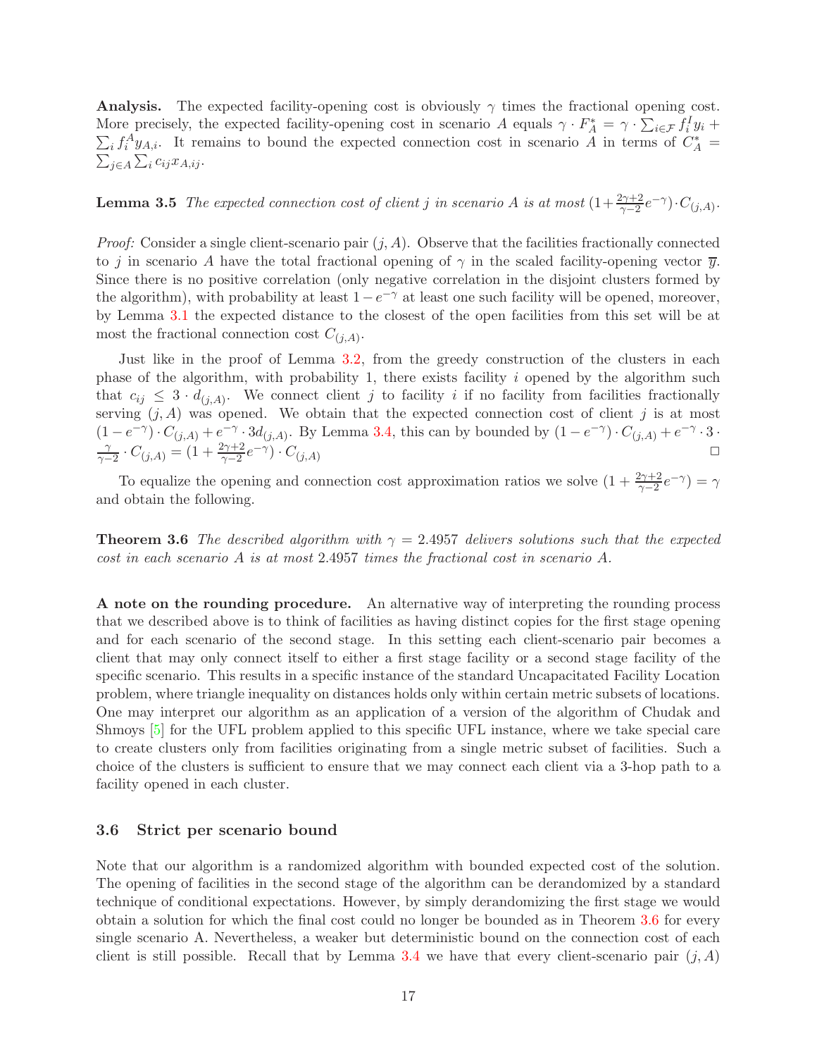**Analysis.** The expected facility-opening cost is obviously $\gamma$ times the fractional opening cost. More precisely, the expected facility-opening cost in scenario $A$ equals $\gamma \cdot F_A^* = \gamma \cdot \sum_{i \in \mathcal{F}} f_i^I y_i + \sum_i f_i^A y_{A,i}$. It remains to bound the expected connection cost in scenario $A$ in terms of $C_A^* = \sum_{j \in A} \sum_i c_{ij} x_{A,ij}$.

**Lemma 3.5** *The expected connection cost of client $j$ in scenario $A$ is at most $(1 + \frac{2\gamma+2}{\gamma-2} e^{-\gamma}) \cdot C_{(j,A)}$.*

*Proof:* Consider a single client-scenario pair $(j, A)$. Observe that the facilities fractionally connected to $j$ in scenario $A$ have the total fractional opening of $\gamma$ in the scaled facility-opening vector $\overline{y}$. Since there is no positive correlation (only negative correlation in the disjoint clusters formed by the algorithm), with probability at least $1 - e^{-\gamma}$ at least one such facility will be opened, moreover, by Lemma 3.1 the expected distance to the closest of the open facilities from this set will be at most the fractional connection cost $C_{(j,A)}$.

Just like in the proof of Lemma 3.2, from the greedy construction of the clusters in each phase of the algorithm, with probability 1, there exists facility $i$ opened by the algorithm such that $c_{ij} \leq 3 \cdot d_{(j,A)}$. We connect client $j$ to facility $i$ if no facility from facilities fractionally serving $(j, A)$ was opened. We obtain that the expected connection cost of client $j$ is at most $(1 - e^{-\gamma}) \cdot C_{(j,A)} + e^{-\gamma} \cdot 3d_{(j,A)}$. By Lemma 3.4, this can by bounded by $(1 - e^{-\gamma}) \cdot C_{(j,A)} + e^{-\gamma} \cdot 3 \cdot \frac{\gamma}{\gamma-2} \cdot C_{(j,A)} = (1 + \frac{2\gamma+2}{\gamma-2} e^{-\gamma}) \cdot C_{(j,A)}$ □

To equalize the opening and connection cost approximation ratios we solve $(1 + \frac{2\gamma+2}{\gamma-2} e^{-\gamma}) = \gamma$ and obtain the following.

**Theorem 3.6** *The described algorithm with $\gamma = 2.4957$ delivers solutions such that the expected cost in each scenario $A$ is at most $2.4957$ times the fractional cost in scenario $A$.*

**A note on the rounding procedure.** An alternative way of interpreting the rounding process that we described above is to think of facilities as having distinct copies for the first stage opening and for each scenario of the second stage. In this setting each client-scenario pair becomes a client that may only connect itself to either a first stage facility or a second stage facility of the specific scenario. This results in a specific instance of the standard Uncapacitated Facility Location problem, where triangle inequality on distances holds only within certain metric subsets of locations. One may interpret our algorithm as an application of a version of the algorithm of Chudak and Shmoys [5] for the UFL problem applied to this specific UFL instance, where we take special care to create clusters only from facilities originating from a single metric subset of facilities. Such a choice of the clusters is sufficient to ensure that we may connect each client via a 3-hop path to a facility opened in each cluster.

### 3.6 Strict per scenario bound

Note that our algorithm is a randomized algorithm with bounded expected cost of the solution. The opening of facilities in the second stage of the algorithm can be derandomized by a standard technique of conditional expectations. However, by simply derandomizing the first stage we would obtain a solution for which the final cost could no longer be bounded as in Theorem 3.6 for every single scenario A. Nevertheless, a weaker but deterministic bound on the connection cost of each client is still possible. Recall that by Lemma 3.4 we have that every client-scenario pair $(j, A)$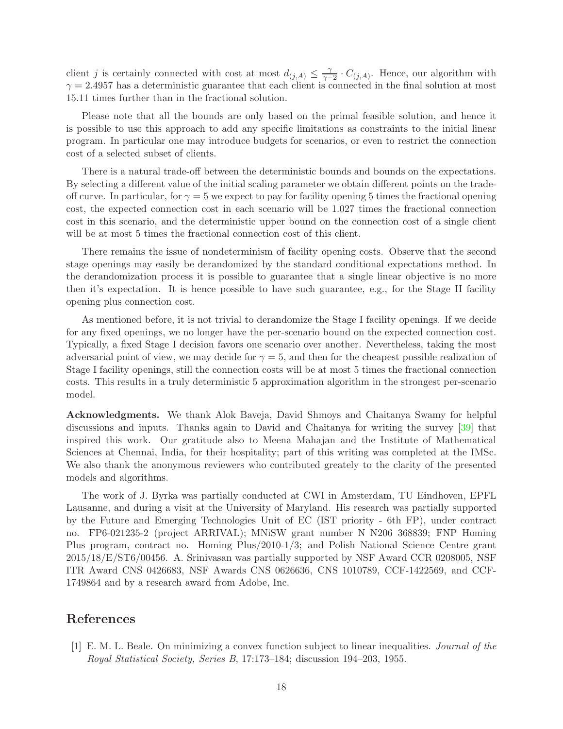client $j$ is certainly connected with cost at most $d_{(j,A)} \leq \frac{\gamma}{\gamma-2} \cdot C_{(j,A)}$. Hence, our algorithm with $\gamma = 2.4957$ has a deterministic guarantee that each client is connected in the final solution at most 15.11 times further than in the fractional solution.

Please note that all the bounds are only based on the primal feasible solution, and hence it is possible to use this approach to add any specific limitations as constraints to the initial linear program. In particular one may introduce budgets for scenarios, or even to restrict the connection cost of a selected subset of clients.

There is a natural trade-off between the deterministic bounds and bounds on the expectations. By selecting a different value of the initial scaling parameter we obtain different points on the trade-off curve. In particular, for $\gamma = 5$ we expect to pay for facility opening 5 times the fractional opening cost, the expected connection cost in each scenario will be 1.027 times the fractional connection cost in this scenario, and the deterministic upper bound on the connection cost of a single client will be at most 5 times the fractional connection cost of this client.

There remains the issue of nondeterminism of facility opening costs. Observe that the second stage openings may easily be derandomized by the standard conditional expectations method. In the derandomization process it is possible to guarantee that a single linear objective is no more then it's expectation. It is hence possible to have such guarantee, e.g., for the Stage II facility opening plus connection cost.

As mentioned before, it is not trivial to derandomize the Stage I facility openings. If we decide for any fixed openings, we no longer have the per-scenario bound on the expected connection cost. Typically, a fixed Stage I decision favors one scenario over another. Nevertheless, taking the most adversarial point of view, we may decide for $\gamma = 5$, and then for the cheapest possible realization of Stage I facility openings, still the connection costs will be at most 5 times the fractional connection costs. This results in a truly deterministic 5 approximation algorithm in the strongest per-scenario model.

**Acknowledgments.** We thank Alok Baveja, David Shmoys and Chaitanya Swamy for helpful discussions and inputs. Thanks again to David and Chaitanya for writing the survey [39] that inspired this work. Our gratitude also to Meena Mahajan and the Institute of Mathematical Sciences at Chennai, India, for their hospitality; part of this writing was completed at the IMSc. We also thank the anonymous reviewers who contributed greately to the clarity of the presented models and algorithms.

The work of J. Byrka was partially conducted at CWI in Amsterdam, TU Eindhoven, EPFL Lausanne, and during a visit at the University of Maryland. His research was partially supported by the Future and Emerging Technologies Unit of EC (IST priority - 6th FP), under contract no. FP6-021235-2 (project ARRIVAL); MNiSW grant number N N206 368839; FNP Homing Plus program, contract no. Homing Plus/2010-1/3; and Polish National Science Centre grant 2015/18/E/ST6/00456. A. Srinivasan was partially supported by NSF Award CCR 0208005, NSF ITR Award CNS 0426683, NSF Awards CNS 0626636, CNS 1010789, CCF-1422569, and CCF-1749864 and by a research award from Adobe, Inc.

## References

[1] E. M. L. Beale. On minimizing a convex function subject to linear inequalities. *Journal of the Royal Statistical Society, Series B*, 17:173–184; discussion 194–203, 1955.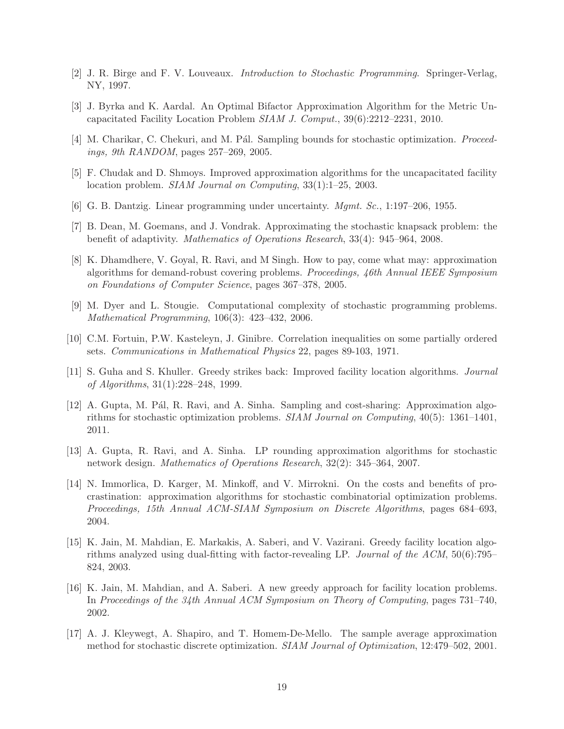[2] J. R. Birge and F. V. Louveaux. *Introduction to Stochastic Programming*. Springer-Verlag, NY, 1997.

[3] J. Byrka and K. Aardal. An Optimal Bifactor Approximation Algorithm for the Metric Uncapacitated Facility Location Problem *SIAM J. Comput.*, 39(6):2212–2231, 2010.

[4] M. Charikar, C. Chekuri, and M. Pál. Sampling bounds for stochastic optimization. *Proceedings, 9th RANDOM*, pages 257–269, 2005.

[5] F. Chudak and D. Shmoys. Improved approximation algorithms for the uncapacitated facility location problem. *SIAM Journal on Computing*, 33(1):1–25, 2003.

[6] G. B. Dantzig. Linear programming under uncertainty. *Mgmt. Sc.*, 1:197–206, 1955.

[7] B. Dean, M. Goemans, and J. Vondrak. Approximating the stochastic knapsack problem: the benefit of adaptivity. *Mathematics of Operations Research*, 33(4): 945–964, 2008.

[8] K. Dhamdhere, V. Goyal, R. Ravi, and M Singh. How to pay, come what may: approximation algorithms for demand-robust covering problems. *Proceedings, 46th Annual IEEE Symposium on Foundations of Computer Science*, pages 367–378, 2005.

[9] M. Dyer and L. Stougie. Computational complexity of stochastic programming problems. *Mathematical Programming*, 106(3): 423–432, 2006.

[10] C.M. Fortuin, P.W. Kasteleyn, J. Ginibre. Correlation inequalities on some partially ordered sets. *Communications in Mathematical Physics* 22, pages 89-103, 1971.

[11] S. Guha and S. Khuller. Greedy strikes back: Improved facility location algorithms. *Journal of Algorithms*, 31(1):228–248, 1999.

[12] A. Gupta, M. Pál, R. Ravi, and A. Sinha. Sampling and cost-sharing: Approximation algorithms for stochastic optimization problems. *SIAM Journal on Computing*, 40(5): 1361–1401, 2011.

[13] A. Gupta, R. Ravi, and A. Sinha. LP rounding approximation algorithms for stochastic network design. *Mathematics of Operations Research*, 32(2): 345–364, 2007.

[14] N. Immorlica, D. Karger, M. Minkoff, and V. Mirrokni. On the costs and benefits of procrastination: approximation algorithms for stochastic combinatorial optimization problems. *Proceedings, 15th Annual ACM-SIAM Symposium on Discrete Algorithms*, pages 684–693, 2004.

[15] K. Jain, M. Mahdian, E. Markakis, A. Saberi, and V. Vazirani. Greedy facility location algorithms analyzed using dual-fitting with factor-revealing LP. *Journal of the ACM*, 50(6):795–824, 2003.

[16] K. Jain, M. Mahdian, and A. Saberi. A new greedy approach for facility location problems. In *Proceedings of the 34th Annual ACM Symposium on Theory of Computing*, pages 731–740, 2002.

[17] A. J. Kleywegt, A. Shapiro, and T. Homem-De-Mello. The sample average approximation method for stochastic discrete optimization. *SIAM Journal of Optimization*, 12:479–502, 2001.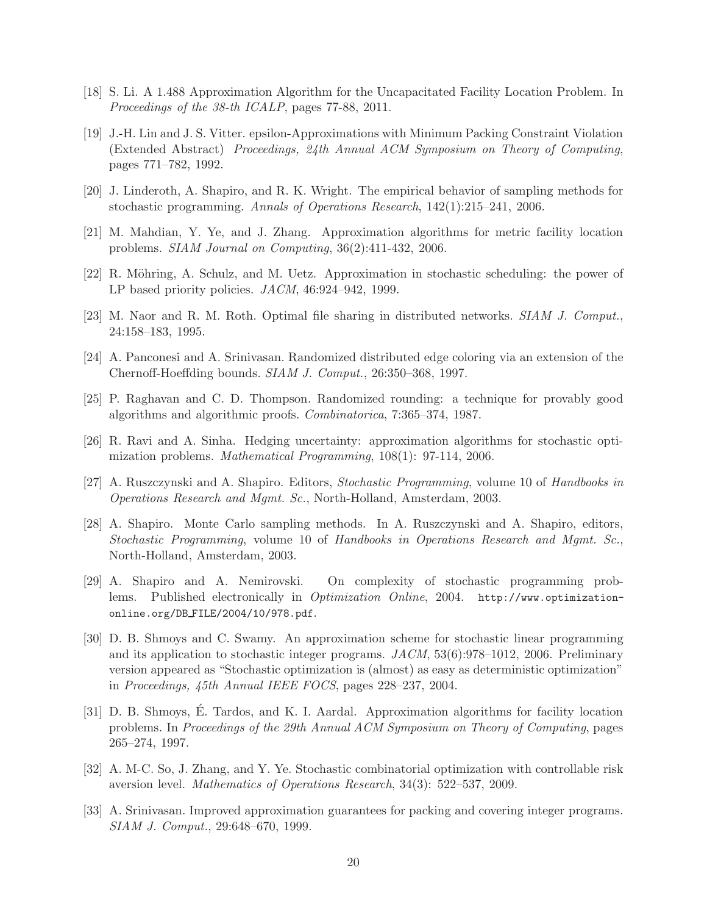[18] S. Li. A 1.488 Approximation Algorithm for the Uncapacitated Facility Location Problem. In *Proceedings of the 38-th ICALP*, pages 77-88, 2011.

[19] J.-H. Lin and J. S. Vitter. epsilon-Approximations with Minimum Packing Constraint Violation (Extended Abstract) *Proceedings, 24th Annual ACM Symposium on Theory of Computing*, pages 771–782, 1992.

[20] J. Linderoth, A. Shapiro, and R. K. Wright. The empirical behavior of sampling methods for stochastic programming. *Annals of Operations Research*, 142(1):215–241, 2006.

[21] M. Mahdian, Y. Ye, and J. Zhang. Approximation algorithms for metric facility location problems. *SIAM Journal on Computing*, 36(2):411-432, 2006.

[22] R. Möhring, A. Schulz, and M. Uetz. Approximation in stochastic scheduling: the power of LP based priority policies. *JACM*, 46:924–942, 1999.

[23] M. Naor and R. M. Roth. Optimal file sharing in distributed networks. *SIAM J. Comput.*, 24:158–183, 1995.

[24] A. Panconesi and A. Srinivasan. Randomized distributed edge coloring via an extension of the Chernoff-Hoeffding bounds. *SIAM J. Comput.*, 26:350–368, 1997.

[25] P. Raghavan and C. D. Thompson. Randomized rounding: a technique for provably good algorithms and algorithmic proofs. *Combinatorica*, 7:365–374, 1987.

[26] R. Ravi and A. Sinha. Hedging uncertainty: approximation algorithms for stochastic optimization problems. *Mathematical Programming*, 108(1): 97-114, 2006.

[27] A. Ruszczynski and A. Shapiro. Editors, *Stochastic Programming*, volume 10 of *Handbooks in Operations Research and Mgmt. Sc.*, North-Holland, Amsterdam, 2003.

[28] A. Shapiro. Monte Carlo sampling methods. In A. Ruszczynski and A. Shapiro, editors, *Stochastic Programming*, volume 10 of *Handbooks in Operations Research and Mgmt. Sc.*, North-Holland, Amsterdam, 2003.

[29] A. Shapiro and A. Nemirovski. On complexity of stochastic programming problems. Published electronically in *Optimization Online*, 2004. http://www.optimization-online.org/DB_FILE/2004/10/978.pdf.

[30] D. B. Shmoys and C. Swamy. An approximation scheme for stochastic linear programming and its application to stochastic integer programs. *JACM*, 53(6):978–1012, 2006. Preliminary version appeared as "Stochastic optimization is (almost) as easy as deterministic optimization" in *Proceedings, 45th Annual IEEE FOCS*, pages 228–237, 2004.

[31] D. B. Shmoys, É. Tardos, and K. I. Aardal. Approximation algorithms for facility location problems. In *Proceedings of the 29th Annual ACM Symposium on Theory of Computing*, pages 265–274, 1997.

[32] A. M-C. So, J. Zhang, and Y. Ye. Stochastic combinatorial optimization with controllable risk aversion level. *Mathematics of Operations Research*, 34(3): 522–537, 2009.

[33] A. Srinivasan. Improved approximation guarantees for packing and covering integer programs. *SIAM J. Comput.*, 29:648–670, 1999.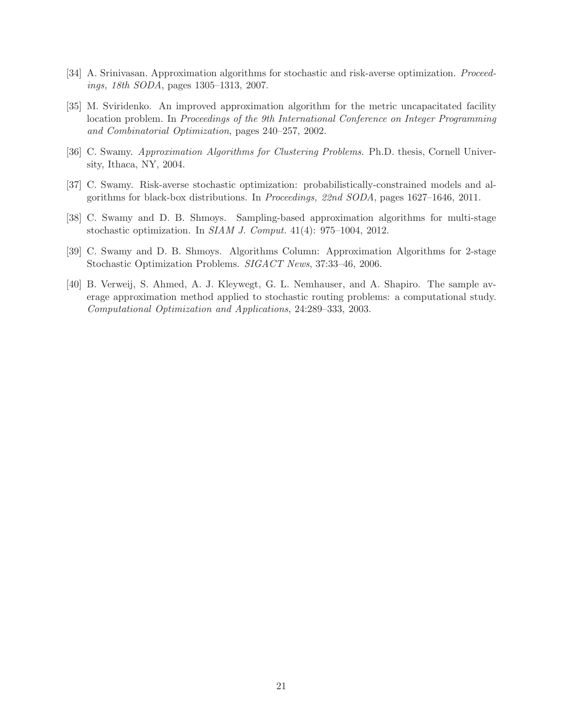[34] A. Srinivasan. Approximation algorithms for stochastic and risk-averse optimization. *Proceedings, 18th SODA*, pages 1305–1313, 2007.

[35] M. Sviridenko. An improved approximation algorithm for the metric uncapacitated facility location problem. In *Proceedings of the 9th International Conference on Integer Programming and Combinatorial Optimization*, pages 240–257, 2002.

[36] C. Swamy. *Approximation Algorithms for Clustering Problems*. Ph.D. thesis, Cornell University, Ithaca, NY, 2004.

[37] C. Swamy. Risk-averse stochastic optimization: probabilistically-constrained models and algorithms for black-box distributions. In *Proceedings, 22nd SODA*, pages 1627–1646, 2011.

[38] C. Swamy and D. B. Shmoys. Sampling-based approximation algorithms for multi-stage stochastic optimization. In *SIAM J. Comput.* 41(4): 975–1004, 2012.

[39] C. Swamy and D. B. Shmoys. Algorithms Column: Approximation Algorithms for 2-stage Stochastic Optimization Problems. *SIGACT News*, 37:33–46, 2006.

[40] B. Verweij, S. Ahmed, A. J. Kleywegt, G. L. Nemhauser, and A. Shapiro. The sample average approximation method applied to stochastic routing problems: a computational study. *Computational Optimization and Applications*, 24:289–333, 2003.